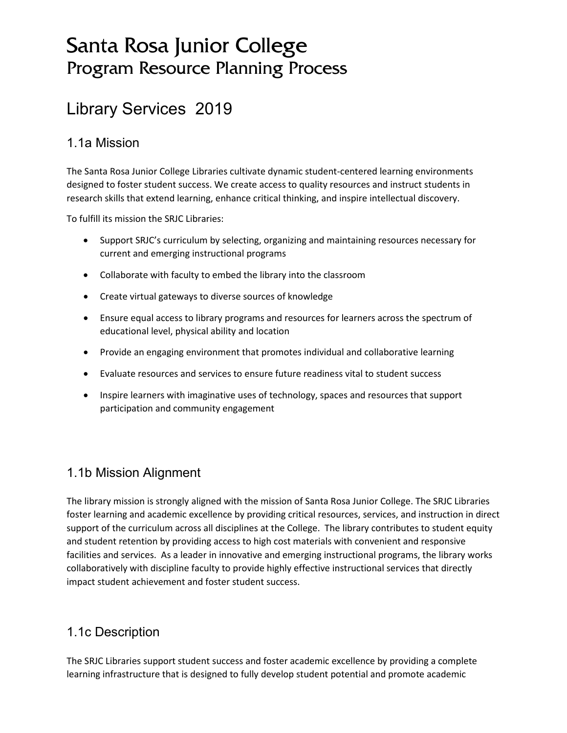# Santa Rosa Junior College
## Program Resource Planning Process

## Library Services 2019

### 1.1a Mission

The Santa Rosa Junior College Libraries cultivate dynamic student-centered learning environments designed to foster student success. We create access to quality resources and instruct students in research skills that extend learning, enhance critical thinking, and inspire intellectual discovery.

To fulfill its mission the SRJC Libraries:

- Support SRJC's curriculum by selecting, organizing and maintaining resources necessary for current and emerging instructional programs
- Collaborate with faculty to embed the library into the classroom
- Create virtual gateways to diverse sources of knowledge
- Ensure equal access to library programs and resources for learners across the spectrum of educational level, physical ability and location
- Provide an engaging environment that promotes individual and collaborative learning
- Evaluate resources and services to ensure future readiness vital to student success
- Inspire learners with imaginative uses of technology, spaces and resources that support participation and community engagement

### 1.1b Mission Alignment

The library mission is strongly aligned with the mission of Santa Rosa Junior College. The SRJC Libraries foster learning and academic excellence by providing critical resources, services, and instruction in direct support of the curriculum across all disciplines at the College. The library contributes to student equity and student retention by providing access to high cost materials with convenient and responsive facilities and services. As a leader in innovative and emerging instructional programs, the library works collaboratively with discipline faculty to provide highly effective instructional services that directly impact student achievement and foster student success.

### 1.1c Description

The SRJC Libraries support student success and foster academic excellence by providing a complete learning infrastructure that is designed to fully develop student potential and promote academic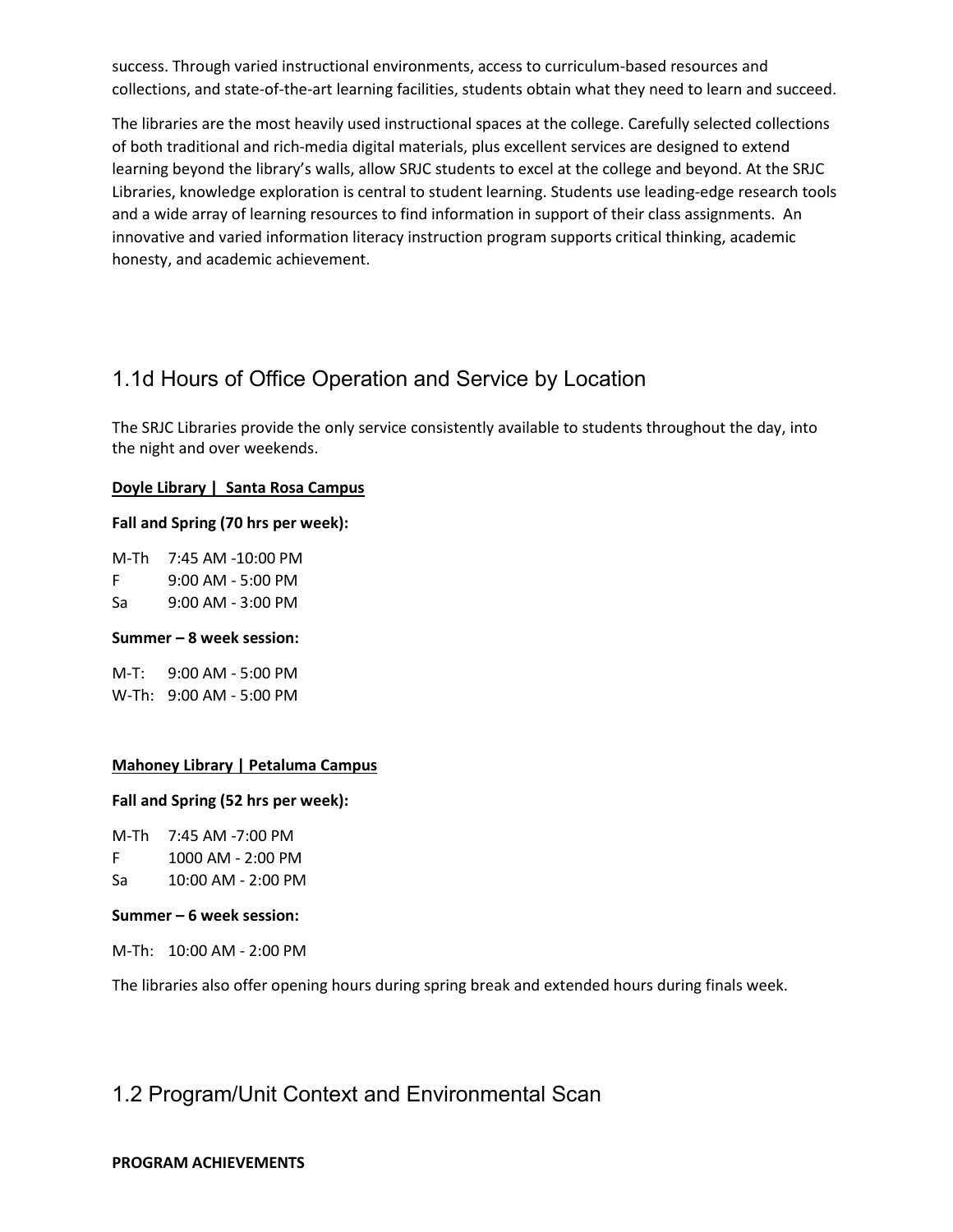success. Through varied instructional environments, access to curriculum-based resources and collections, and state-of-the-art learning facilities, students obtain what they need to learn and succeed.

The libraries are the most heavily used instructional spaces at the college. Carefully selected collections of both traditional and rich-media digital materials, plus excellent services are designed to extend learning beyond the library's walls, allow SRJC students to excel at the college and beyond. At the SRJC Libraries, knowledge exploration is central to student learning. Students use leading-edge research tools and a wide array of learning resources to find information in support of their class assignments. An innovative and varied information literacy instruction program supports critical thinking, academic honesty, and academic achievement.

## 1.1d Hours of Office Operation and Service by Location

The SRJC Libraries provide the only service consistently available to students throughout the day, into the night and over weekends.

**Doyle Library | Santa Rosa Campus**

**Fall and Spring (70 hrs per week):**

M-Th 7:45 AM -10:00 PM
F 9:00 AM - 5:00 PM
Sa 9:00 AM - 3:00 PM

**Summer – 8 week session:**

M-T: 9:00 AM - 5:00 PM
W-Th: 9:00 AM - 5:00 PM

**Mahoney Library | Petaluma Campus**

**Fall and Spring (52 hrs per week):**

M-Th 7:45 AM -7:00 PM
F 1000 AM - 2:00 PM
Sa 10:00 AM - 2:00 PM

**Summer – 6 week session:**

M-Th: 10:00 AM - 2:00 PM

The libraries also offer opening hours during spring break and extended hours during finals week.

## 1.2 Program/Unit Context and Environmental Scan

**PROGRAM ACHIEVEMENTS**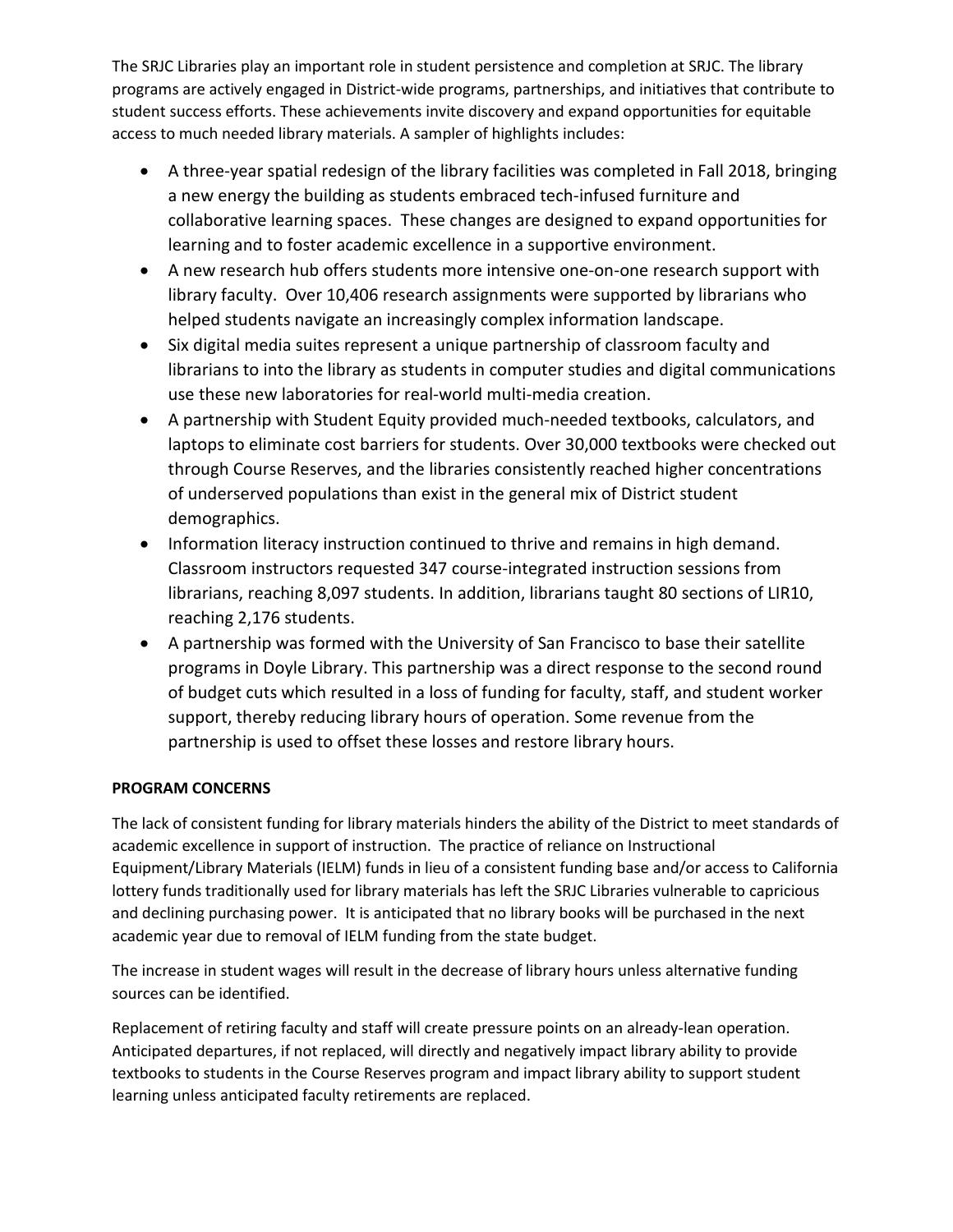The SRJC Libraries play an important role in student persistence and completion at SRJC. The library programs are actively engaged in District-wide programs, partnerships, and initiatives that contribute to student success efforts. These achievements invite discovery and expand opportunities for equitable access to much needed library materials. A sampler of highlights includes:

- A three-year spatial redesign of the library facilities was completed in Fall 2018, bringing a new energy the building as students embraced tech-infused furniture and collaborative learning spaces. These changes are designed to expand opportunities for learning and to foster academic excellence in a supportive environment.
- A new research hub offers students more intensive one-on-one research support with library faculty. Over 10,406 research assignments were supported by librarians who helped students navigate an increasingly complex information landscape.
- Six digital media suites represent a unique partnership of classroom faculty and librarians to into the library as students in computer studies and digital communications use these new laboratories for real-world multi-media creation.
- A partnership with Student Equity provided much-needed textbooks, calculators, and laptops to eliminate cost barriers for students. Over 30,000 textbooks were checked out through Course Reserves, and the libraries consistently reached higher concentrations of underserved populations than exist in the general mix of District student demographics.
- Information literacy instruction continued to thrive and remains in high demand. Classroom instructors requested 347 course-integrated instruction sessions from librarians, reaching 8,097 students. In addition, librarians taught 80 sections of LIR10, reaching 2,176 students.
- A partnership was formed with the University of San Francisco to base their satellite programs in Doyle Library. This partnership was a direct response to the second round of budget cuts which resulted in a loss of funding for faculty, staff, and student worker support, thereby reducing library hours of operation. Some revenue from the partnership is used to offset these losses and restore library hours.

**PROGRAM CONCERNS**

The lack of consistent funding for library materials hinders the ability of the District to meet standards of academic excellence in support of instruction. The practice of reliance on Instructional Equipment/Library Materials (IELM) funds in lieu of a consistent funding base and/or access to California lottery funds traditionally used for library materials has left the SRJC Libraries vulnerable to capricious and declining purchasing power. It is anticipated that no library books will be purchased in the next academic year due to removal of IELM funding from the state budget.

The increase in student wages will result in the decrease of library hours unless alternative funding sources can be identified.

Replacement of retiring faculty and staff will create pressure points on an already-lean operation. Anticipated departures, if not replaced, will directly and negatively impact library ability to provide textbooks to students in the Course Reserves program and impact library ability to support student learning unless anticipated faculty retirements are replaced.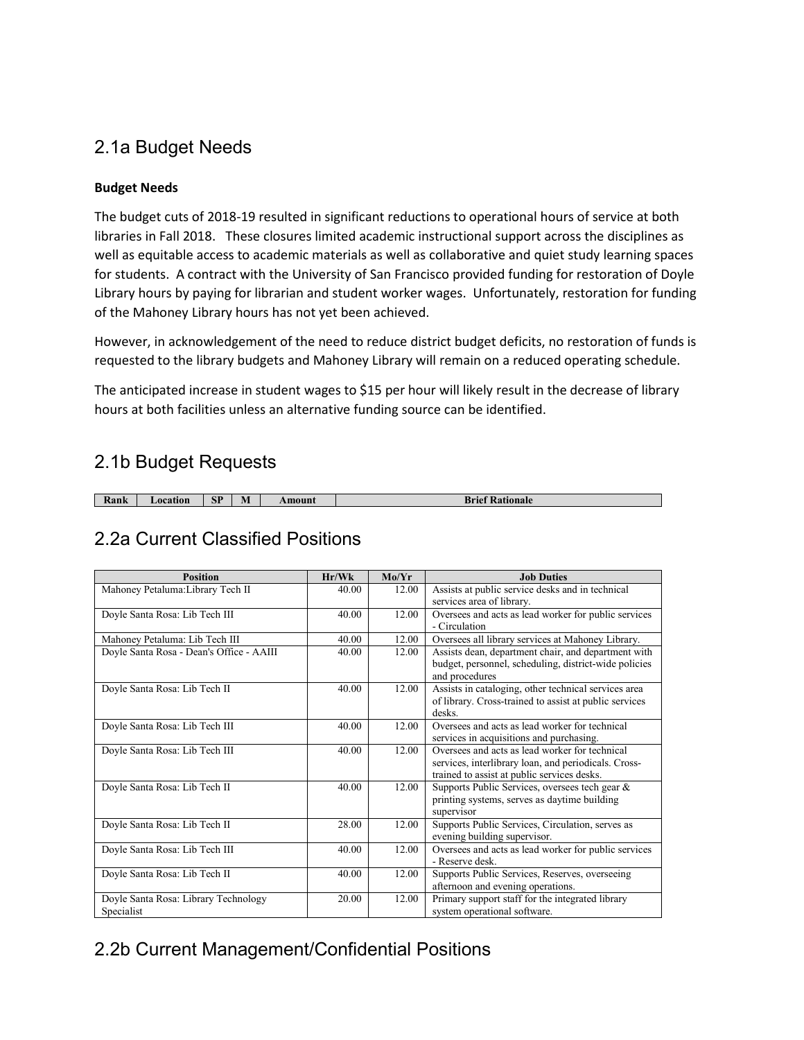## 2.1a Budget Needs

**Budget Needs**

The budget cuts of 2018-19 resulted in significant reductions to operational hours of service at both libraries in Fall 2018. These closures limited academic instructional support across the disciplines as well as equitable access to academic materials as well as collaborative and quiet study learning spaces for students. A contract with the University of San Francisco provided funding for restoration of Doyle Library hours by paying for librarian and student worker wages. Unfortunately, restoration for funding of the Mahoney Library hours has not yet been achieved.

However, in acknowledgement of the need to reduce district budget deficits, no restoration of funds is requested to the library budgets and Mahoney Library will remain on a reduced operating schedule.

The anticipated increase in student wages to $15 per hour will likely result in the decrease of library hours at both facilities unless an alternative funding source can be identified.

## 2.1b Budget Requests

| Rank | Location | SP | M | Amount | Brief Rationale |
|---|---|---|---|---|---|

## 2.2a Current Classified Positions

| Position | Hr/Wk | Mo/Yr | Job Duties |
|---|---|---|---|
| Mahoney Petaluma:Library Tech II | 40.00 | 12.00 | Assists at public service desks and in technical services area of library. |
| Doyle Santa Rosa: Lib Tech III | 40.00 | 12.00 | Oversees and acts as lead worker for public services - Circulation |
| Mahoney Petaluma: Lib Tech III | 40.00 | 12.00 | Oversees all library services at Mahoney Library. |
| Doyle Santa Rosa - Dean's Office - AAIII | 40.00 | 12.00 | Assists dean, department chair, and department with budget, personnel, scheduling, district-wide policies and procedures |
| Doyle Santa Rosa: Lib Tech II | 40.00 | 12.00 | Assists in cataloging, other technical services area of library. Cross-trained to assist at public services desks. |
| Doyle Santa Rosa: Lib Tech III | 40.00 | 12.00 | Oversees and acts as lead worker for technical services in acquisitions and purchasing. |
| Doyle Santa Rosa: Lib Tech III | 40.00 | 12.00 | Oversees and acts as lead worker for technical services, interlibrary loan, and periodicals. Cross-trained to assist at public services desks. |
| Doyle Santa Rosa: Lib Tech II | 40.00 | 12.00 | Supports Public Services, oversees tech gear & printing systems, serves as daytime building supervisor |
| Doyle Santa Rosa: Lib Tech II | 28.00 | 12.00 | Supports Public Services, Circulation, serves as evening building supervisor. |
| Doyle Santa Rosa: Lib Tech III | 40.00 | 12.00 | Oversees and acts as lead worker for public services - Reserve desk. |
| Doyle Santa Rosa: Lib Tech II | 40.00 | 12.00 | Supports Public Services, Reserves, overseeing afternoon and evening operations. |
| Doyle Santa Rosa: Library Technology Specialist | 20.00 | 12.00 | Primary support staff for the integrated library system operational software. |

## 2.2b Current Management/Confidential Positions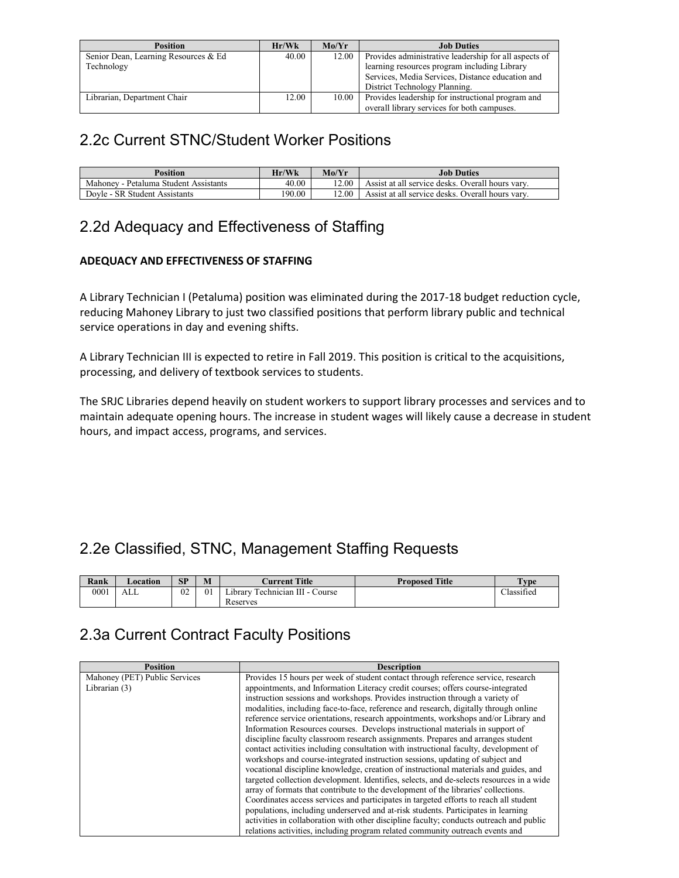| Position | Hr/Wk | Mo/Yr | Job Duties |
|---|---|---|---|
| Senior Dean, Learning Resources & Ed Technology | 40.00 | 12.00 | Provides administrative leadership for all aspects of learning resources program including Library Services, Media Services, Distance education and District Technology Planning. |
| Librarian, Department Chair | 12.00 | 10.00 | Provides leadership for instructional program and overall library services for both campuses. |

## 2.2c Current STNC/Student Worker Positions

| Position | Hr/Wk | Mo/Yr | Job Duties |
|---|---|---|---|
| Mahoney - Petaluma Student Assistants | 40.00 | 12.00 | Assist at all service desks. Overall hours vary. |
| Doyle - SR Student Assistants | 190.00 | 12.00 | Assist at all service desks. Overall hours vary. |

## 2.2d Adequacy and Effectiveness of Staffing

**ADEQUACY AND EFFECTIVENESS OF STAFFING**

A Library Technician I (Petaluma) position was eliminated during the 2017-18 budget reduction cycle, reducing Mahoney Library to just two classified positions that perform library public and technical service operations in day and evening shifts.

A Library Technician III is expected to retire in Fall 2019. This position is critical to the acquisitions, processing, and delivery of textbook services to students.

The SRJC Libraries depend heavily on student workers to support library processes and services and to maintain adequate opening hours. The increase in student wages will likely cause a decrease in student hours, and impact access, programs, and services.

## 2.2e Classified, STNC, Management Staffing Requests

| Rank | Location | SP | M | Current Title | Proposed Title | Type |
|---|---|---|---|---|---|---|
| 0001 | ALL | 02 | 01 | Library Technician III - Course Reserves | | Classified |

## 2.3a Current Contract Faculty Positions

| Position | Description |
|---|---|
| Mahoney (PET) Public Services Librarian (3) | Provides 15 hours per week of student contact through reference service, research appointments, and Information Literacy credit courses; offers course-integrated instruction sessions and workshops. Provides instruction through a variety of modalities, including face-to-face, reference and research, digitally through online reference service orientations, research appointments, workshops and/or Library and Information Resources courses. Develops instructional materials in support of discipline faculty classroom research assignments. Prepares and arranges student contact activities including consultation with instructional faculty, development of workshops and course-integrated instruction sessions, updating of subject and vocational discipline knowledge, creation of instructional materials and guides, and targeted collection development. Identifies, selects, and de-selects resources in a wide array of formats that contribute to the development of the libraries' collections. Coordinates access services and participates in targeted efforts to reach all student populations, including underserved and at-risk students. Participates in learning activities in collaboration with other discipline faculty; conducts outreach and public relations activities, including program related community outreach events and |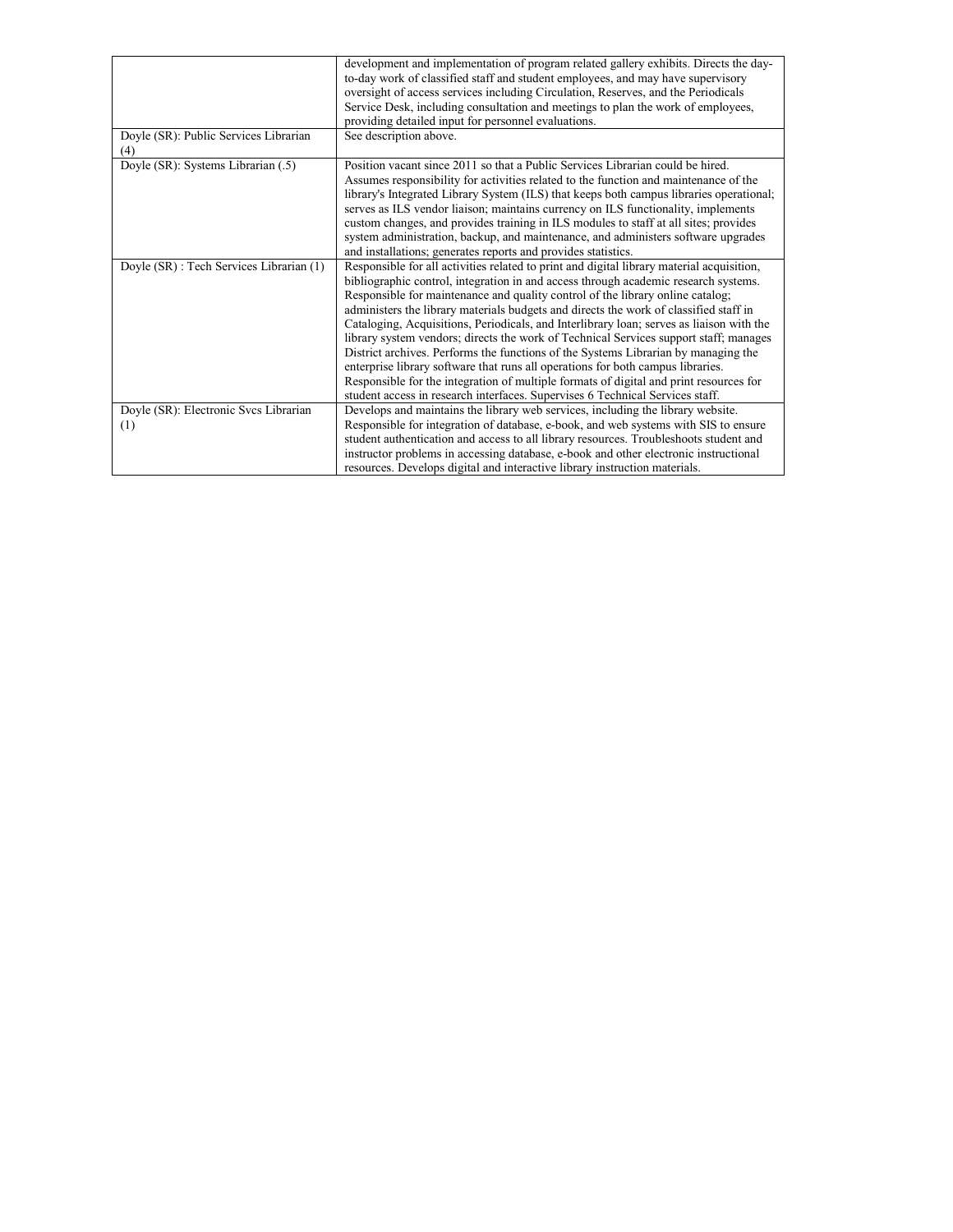| | |
|---|---|
| | development and implementation of program related gallery exhibits. Directs the day-to-day work of classified staff and student employees, and may have supervisory oversight of access services including Circulation, Reserves, and the Periodicals Service Desk, including consultation and meetings to plan the work of employees, providing detailed input for personnel evaluations. |
| Doyle (SR): Public Services Librarian (4) | See description above. |
| Doyle (SR): Systems Librarian (.5) | Position vacant since 2011 so that a Public Services Librarian could be hired. Assumes responsibility for activities related to the function and maintenance of the library's Integrated Library System (ILS) that keeps both campus libraries operational; serves as ILS vendor liaison; maintains currency on ILS functionality, implements custom changes, and provides training in ILS modules to staff at all sites; provides system administration, backup, and maintenance, and administers software upgrades and installations; generates reports and provides statistics. |
| Doyle (SR) : Tech Services Librarian (1) | Responsible for all activities related to print and digital library material acquisition, bibliographic control, integration in and access through academic research systems. Responsible for maintenance and quality control of the library online catalog; administers the library materials budgets and directs the work of classified staff in Cataloging, Acquisitions, Periodicals, and Interlibrary loan; serves as liaison with the library system vendors; directs the work of Technical Services support staff; manages District archives. Performs the functions of the Systems Librarian by managing the enterprise library software that runs all operations for both campus libraries. Responsible for the integration of multiple formats of digital and print resources for student access in research interfaces. Supervises 6 Technical Services staff. |
| Doyle (SR): Electronic Svcs Librarian (1) | Develops and maintains the library web services, including the library website. Responsible for integration of database, e-book, and web systems with SIS to ensure student authentication and access to all library resources. Troubleshoots student and instructor problems in accessing database, e-book and other electronic instructional resources. Develops digital and interactive library instruction materials. |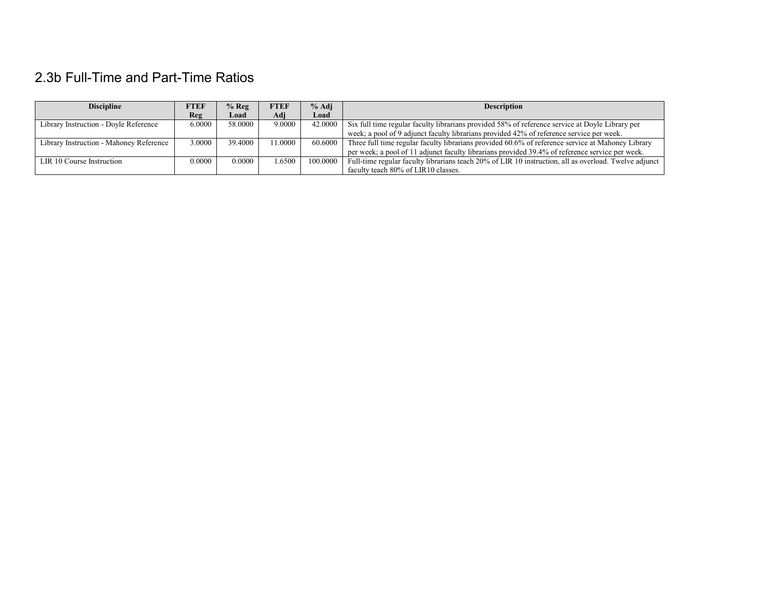## 2.3b Full-Time and Part-Time Ratios

| Discipline | FTEF Reg | % Reg Load | FTEF Adj | % Adj Load | Description |
|---|---|---|---|---|---|
| Library Instruction - Doyle Reference | 6.0000 | 58.0000 | 9.0000 | 42.0000 | Six full time regular faculty librarians provided 58% of reference service at Doyle Library per week; a pool of 9 adjunct faculty librarians provided 42% of reference service per week. |
| Library Instruction - Mahoney Reference | 3.0000 | 39.4000 | 11.0000 | 60.6000 | Three full time regular faculty librarians provided 60.6% of reference service at Mahoney Library per week; a pool of 11 adjunct faculty librarians provided 39.4% of reference service per week. |
| LIR 10 Course Instruction | 0.0000 | 0.0000 | 1.6500 | 100.0000 | Full-time regular faculty librarians teach 20% of LIR 10 instruction, all as overload. Twelve adjunct faculty teach 80% of LIR10 classes. |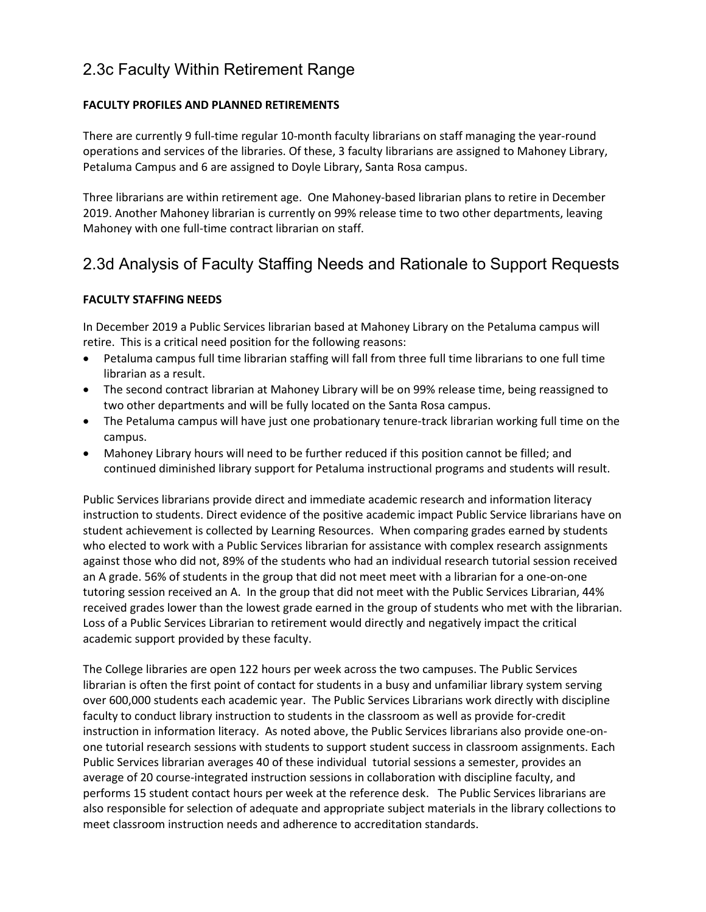## 2.3c Faculty Within Retirement Range

**FACULTY PROFILES AND PLANNED RETIREMENTS**

There are currently 9 full-time regular 10-month faculty librarians on staff managing the year-round operations and services of the libraries. Of these, 3 faculty librarians are assigned to Mahoney Library, Petaluma Campus and 6 are assigned to Doyle Library, Santa Rosa campus.

Three librarians are within retirement age. One Mahoney-based librarian plans to retire in December 2019. Another Mahoney librarian is currently on 99% release time to two other departments, leaving Mahoney with one full-time contract librarian on staff.

## 2.3d Analysis of Faculty Staffing Needs and Rationale to Support Requests

**FACULTY STAFFING NEEDS**

In December 2019 a Public Services librarian based at Mahoney Library on the Petaluma campus will retire. This is a critical need position for the following reasons:

- Petaluma campus full time librarian staffing will fall from three full time librarians to one full time librarian as a result.
- The second contract librarian at Mahoney Library will be on 99% release time, being reassigned to two other departments and will be fully located on the Santa Rosa campus.
- The Petaluma campus will have just one probationary tenure-track librarian working full time on the campus.
- Mahoney Library hours will need to be further reduced if this position cannot be filled; and continued diminished library support for Petaluma instructional programs and students will result.

Public Services librarians provide direct and immediate academic research and information literacy instruction to students. Direct evidence of the positive academic impact Public Service librarians have on student achievement is collected by Learning Resources. When comparing grades earned by students who elected to work with a Public Services librarian for assistance with complex research assignments against those who did not, 89% of the students who had an individual research tutorial session received an A grade. 56% of students in the group that did not meet meet with a librarian for a one-on-one tutoring session received an A. In the group that did not meet with the Public Services Librarian, 44% received grades lower than the lowest grade earned in the group of students who met with the librarian. Loss of a Public Services Librarian to retirement would directly and negatively impact the critical academic support provided by these faculty.

The College libraries are open 122 hours per week across the two campuses. The Public Services librarian is often the first point of contact for students in a busy and unfamiliar library system serving over 600,000 students each academic year. The Public Services Librarians work directly with discipline faculty to conduct library instruction to students in the classroom as well as provide for-credit instruction in information literacy. As noted above, the Public Services librarians also provide one-on-one tutorial research sessions with students to support student success in classroom assignments. Each Public Services librarian averages 40 of these individual tutorial sessions a semester, provides an average of 20 course-integrated instruction sessions in collaboration with discipline faculty, and performs 15 student contact hours per week at the reference desk. The Public Services librarians are also responsible for selection of adequate and appropriate subject materials in the library collections to meet classroom instruction needs and adherence to accreditation standards.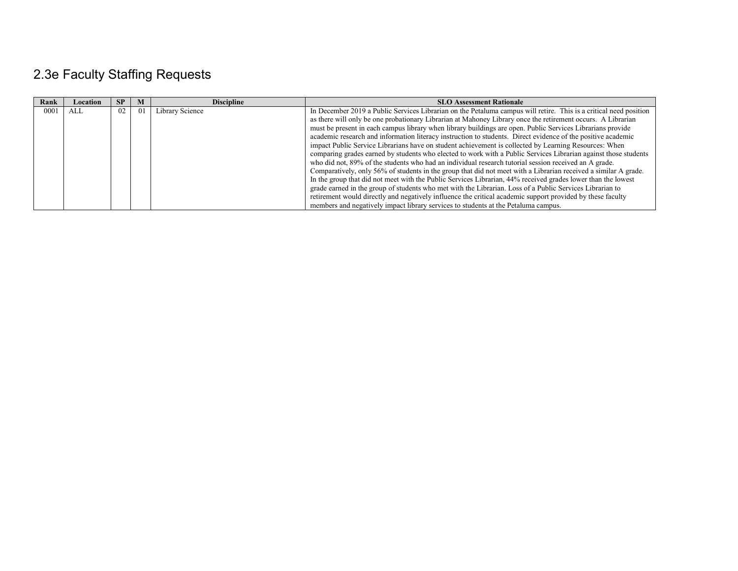## 2.3e Faculty Staffing Requests

| Rank | Location | SP | M | Discipline | SLO Assessment Rationale |
|---|---|---|---|---|---|
| 0001 | ALL | 02 | 01 | Library Science | In December 2019 a Public Services Librarian on the Petaluma campus will retire. This is a critical need position as there will only be one probationary Librarian at Mahoney Library once the retirement occurs. A Librarian must be present in each campus library when library buildings are open. Public Services Librarians provide academic research and information literacy instruction to students. Direct evidence of the positive academic impact Public Service Librarians have on student achievement is collected by Learning Resources: When comparing grades earned by students who elected to work with a Public Services Librarian against those students who did not, 89% of the students who had an individual research tutorial session received an A grade. Comparatively, only 56% of students in the group that did not meet with a Librarian received a similar A grade. In the group that did not meet with the Public Services Librarian, 44% received grades lower than the lowest grade earned in the group of students who met with the Librarian. Loss of a Public Services Librarian to retirement would directly and negatively influence the critical academic support provided by these faculty members and negatively impact library services to students at the Petaluma campus. |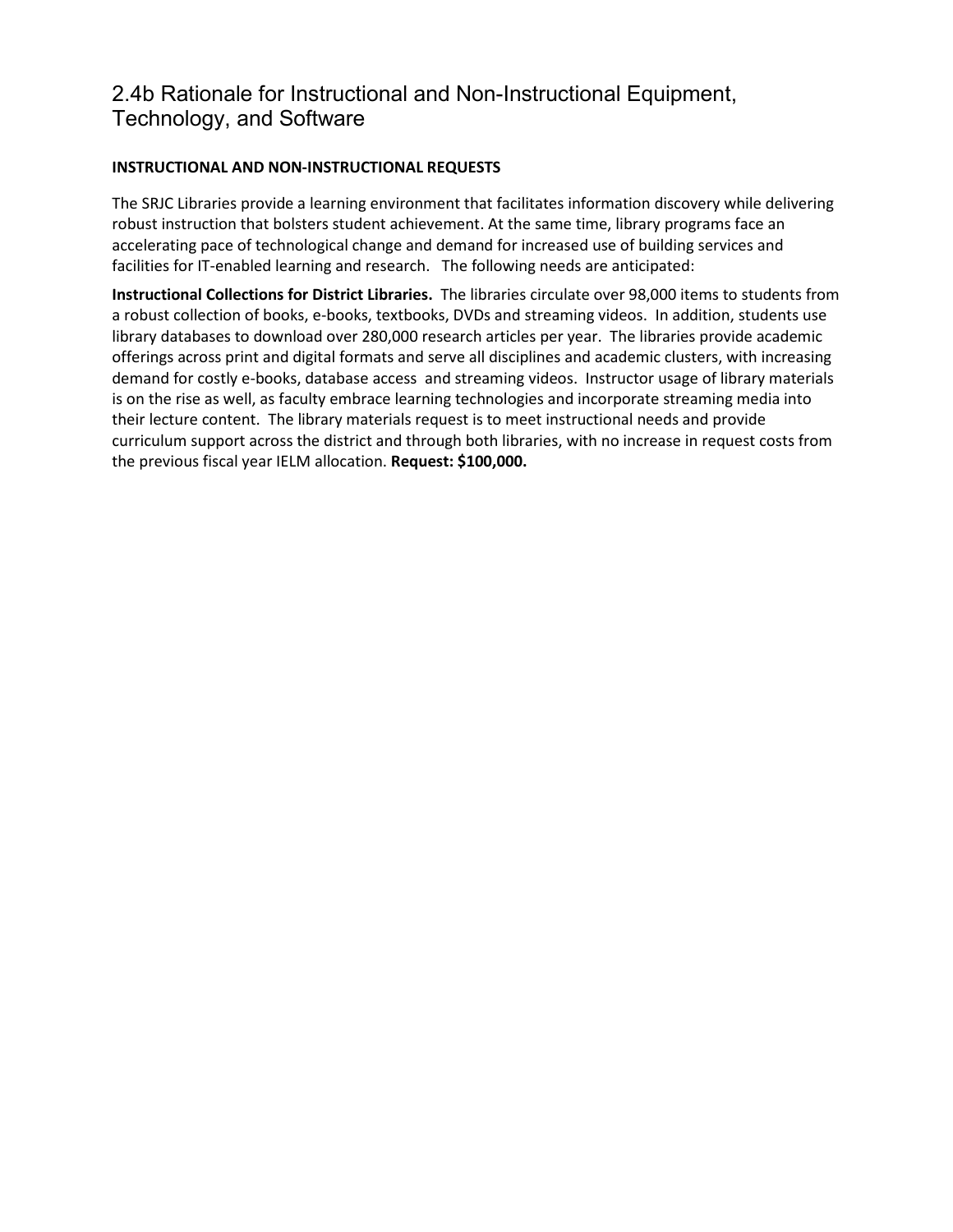## 2.4b Rationale for Instructional and Non-Instructional Equipment, Technology, and Software

**INSTRUCTIONAL AND NON-INSTRUCTIONAL REQUESTS**

The SRJC Libraries provide a learning environment that facilitates information discovery while delivering robust instruction that bolsters student achievement. At the same time, library programs face an accelerating pace of technological change and demand for increased use of building services and facilities for IT-enabled learning and research. The following needs are anticipated:

**Instructional Collections for District Libraries.** The libraries circulate over 98,000 items to students from a robust collection of books, e-books, textbooks, DVDs and streaming videos. In addition, students use library databases to download over 280,000 research articles per year. The libraries provide academic offerings across print and digital formats and serve all disciplines and academic clusters, with increasing demand for costly e-books, database access and streaming videos. Instructor usage of library materials is on the rise as well, as faculty embrace learning technologies and incorporate streaming media into their lecture content. The library materials request is to meet instructional needs and provide curriculum support across the district and through both libraries, with no increase in request costs from the previous fiscal year IELM allocation. **Request: $100,000.**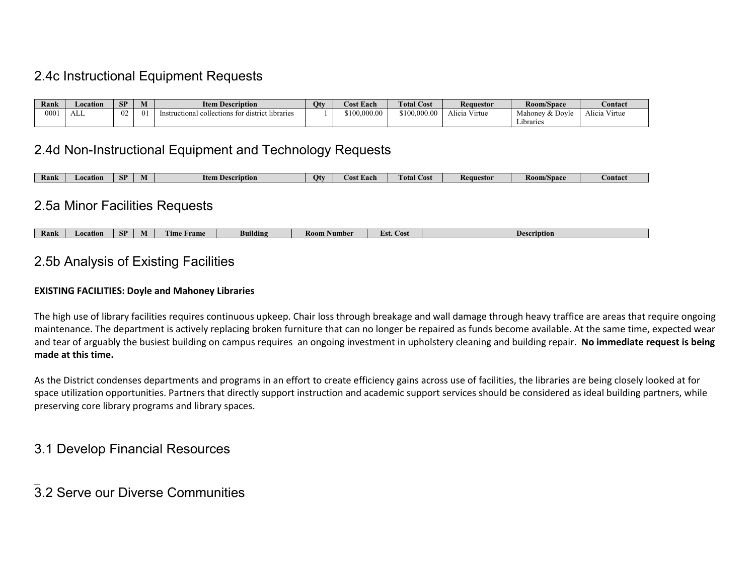## 2.4c Instructional Equipment Requests

| Rank | Location | SP | M | Item Description | Qty | Cost Each | Total Cost | Requestor | Room/Space | Contact |
|---|---|---|---|---|---|---|---|---|---|---|
| 0001 | ALL | 02 | 01 | Instructional collections for district libraries | 1 | $100,000.00 | $100,000.00 | Alicia Virtue | Mahoney & Doyle Libraries | Alicia Virtue |

## 2.4d Non-Instructional Equipment and Technology Requests

| Rank | Location | SP | M | Item Description | Qty | Cost Each | Total Cost | Requestor | Room/Space | Contact |
|---|---|---|---|---|---|---|---|---|---|---|

## 2.5a Minor Facilities Requests

| Rank | Location | SP | M | Time Frame | Building | Room Number | Est. Cost | Description |
|---|---|---|---|---|---|---|---|---|

## 2.5b Analysis of Existing Facilities

**EXISTING FACILITIES: Doyle and Mahoney Libraries**

The high use of library facilities requires continuous upkeep. Chair loss through breakage and wall damage through heavy traffice are areas that require ongoing maintenance. The department is actively replacing broken furniture that can no longer be repaired as funds become available. At the same time, expected wear and tear of arguably the busiest building on campus requires an ongoing investment in upholstery cleaning and building repair. **No immediate request is being made at this time.**

As the District condenses departments and programs in an effort to create efficiency gains across use of facilities, the libraries are being closely looked at for space utilization opportunities. Partners that directly support instruction and academic support services should be considered as ideal building partners, while preserving core library programs and library spaces.

## 3.1 Develop Financial Resources

## 3.2 Serve our Diverse Communities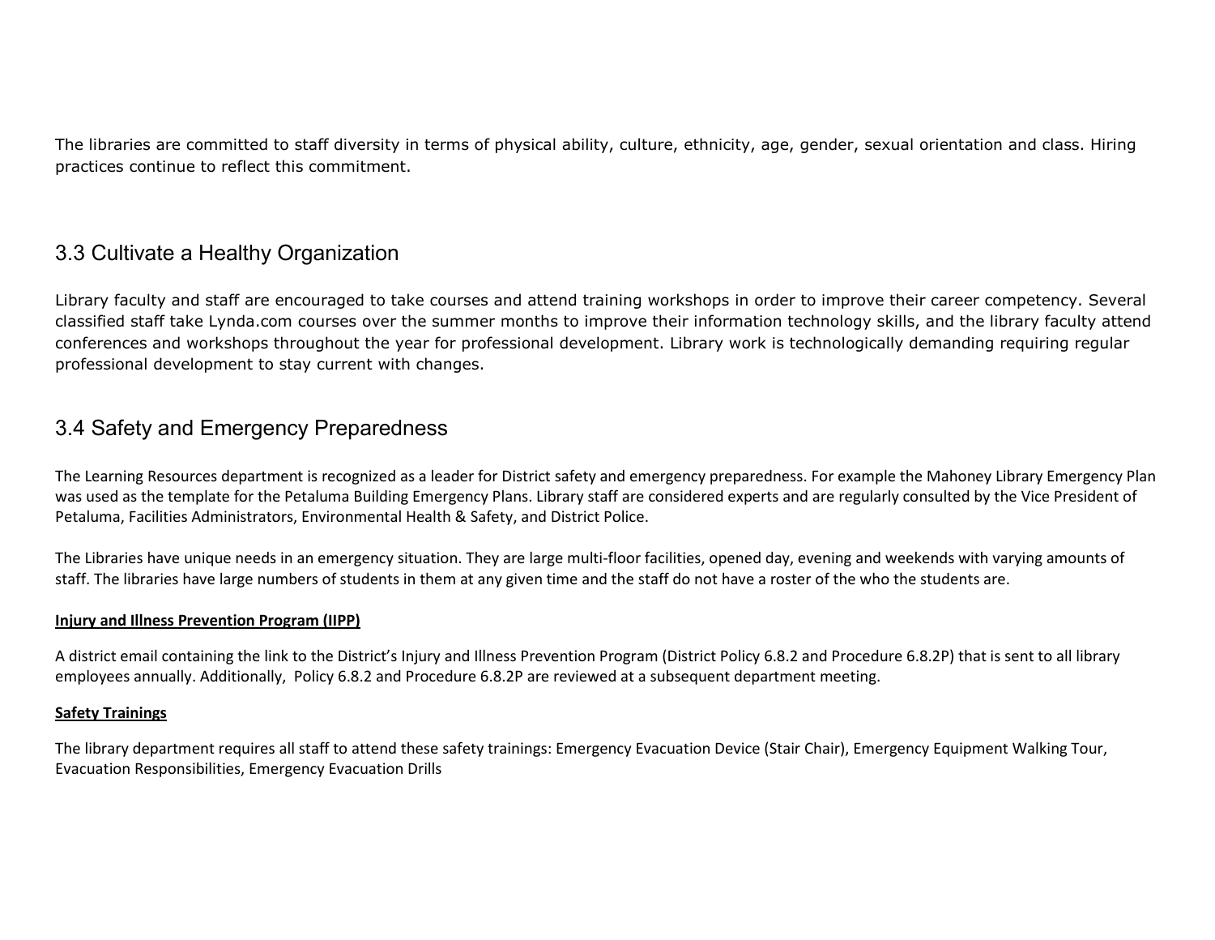The libraries are committed to staff diversity in terms of physical ability, culture, ethnicity, age, gender, sexual orientation and class. Hiring practices continue to reflect this commitment.

## 3.3 Cultivate a Healthy Organization

Library faculty and staff are encouraged to take courses and attend training workshops in order to improve their career competency. Several classified staff take Lynda.com courses over the summer months to improve their information technology skills, and the library faculty attend conferences and workshops throughout the year for professional development. Library work is technologically demanding requiring regular professional development to stay current with changes.

## 3.4 Safety and Emergency Preparedness

The Learning Resources department is recognized as a leader for District safety and emergency preparedness. For example the Mahoney Library Emergency Plan was used as the template for the Petaluma Building Emergency Plans. Library staff are considered experts and are regularly consulted by the Vice President of Petaluma, Facilities Administrators, Environmental Health & Safety, and District Police.

The Libraries have unique needs in an emergency situation. They are large multi-floor facilities, opened day, evening and weekends with varying amounts of staff. The libraries have large numbers of students in them at any given time and the staff do not have a roster of the who the students are.

**Injury and Illness Prevention Program (IIPP)**

A district email containing the link to the District's Injury and Illness Prevention Program (District Policy 6.8.2 and Procedure 6.8.2P) that is sent to all library employees annually. Additionally, Policy 6.8.2 and Procedure 6.8.2P are reviewed at a subsequent department meeting.

**Safety Trainings**

The library department requires all staff to attend these safety trainings: Emergency Evacuation Device (Stair Chair), Emergency Equipment Walking Tour, Evacuation Responsibilities, Emergency Evacuation Drills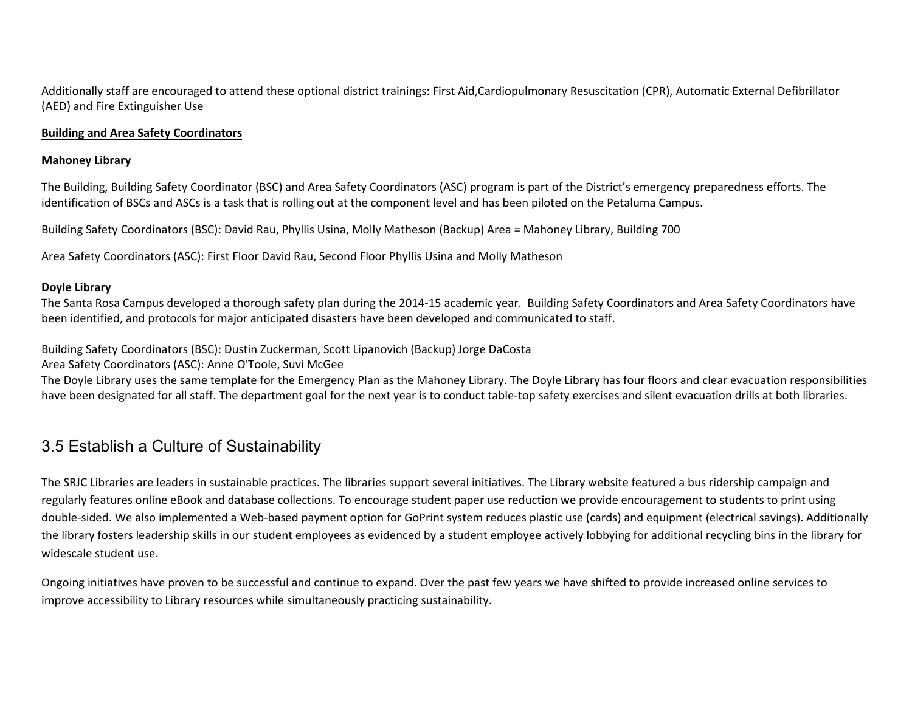Additionally staff are encouraged to attend these optional district trainings: First Aid,Cardiopulmonary Resuscitation (CPR), Automatic External Defibrillator (AED) and Fire Extinguisher Use

**Building and Area Safety Coordinators**

**Mahoney Library**

The Building, Building Safety Coordinator (BSC) and Area Safety Coordinators (ASC) program is part of the District's emergency preparedness efforts. The identification of BSCs and ASCs is a task that is rolling out at the component level and has been piloted on the Petaluma Campus.

Building Safety Coordinators (BSC): David Rau, Phyllis Usina, Molly Matheson (Backup) Area = Mahoney Library, Building 700

Area Safety Coordinators (ASC): First Floor David Rau, Second Floor Phyllis Usina and Molly Matheson

**Doyle Library**

The Santa Rosa Campus developed a thorough safety plan during the 2014-15 academic year. Building Safety Coordinators and Area Safety Coordinators have been identified, and protocols for major anticipated disasters have been developed and communicated to staff.

Building Safety Coordinators (BSC): Dustin Zuckerman, Scott Lipanovich (Backup) Jorge DaCosta
Area Safety Coordinators (ASC): Anne O'Toole, Suvi McGee
The Doyle Library uses the same template for the Emergency Plan as the Mahoney Library. The Doyle Library has four floors and clear evacuation responsibilities have been designated for all staff. The department goal for the next year is to conduct table-top safety exercises and silent evacuation drills at both libraries.

## 3.5 Establish a Culture of Sustainability

The SRJC Libraries are leaders in sustainable practices. The libraries support several initiatives. The Library website featured a bus ridership campaign and regularly features online eBook and database collections. To encourage student paper use reduction we provide encouragement to students to print using double-sided. We also implemented a Web-based payment option for GoPrint system reduces plastic use (cards) and equipment (electrical savings). Additionally the library fosters leadership skills in our student employees as evidenced by a student employee actively lobbying for additional recycling bins in the library for widescale student use.

Ongoing initiatives have proven to be successful and continue to expand. Over the past few years we have shifted to provide increased online services to improve accessibility to Library resources while simultaneously practicing sustainability.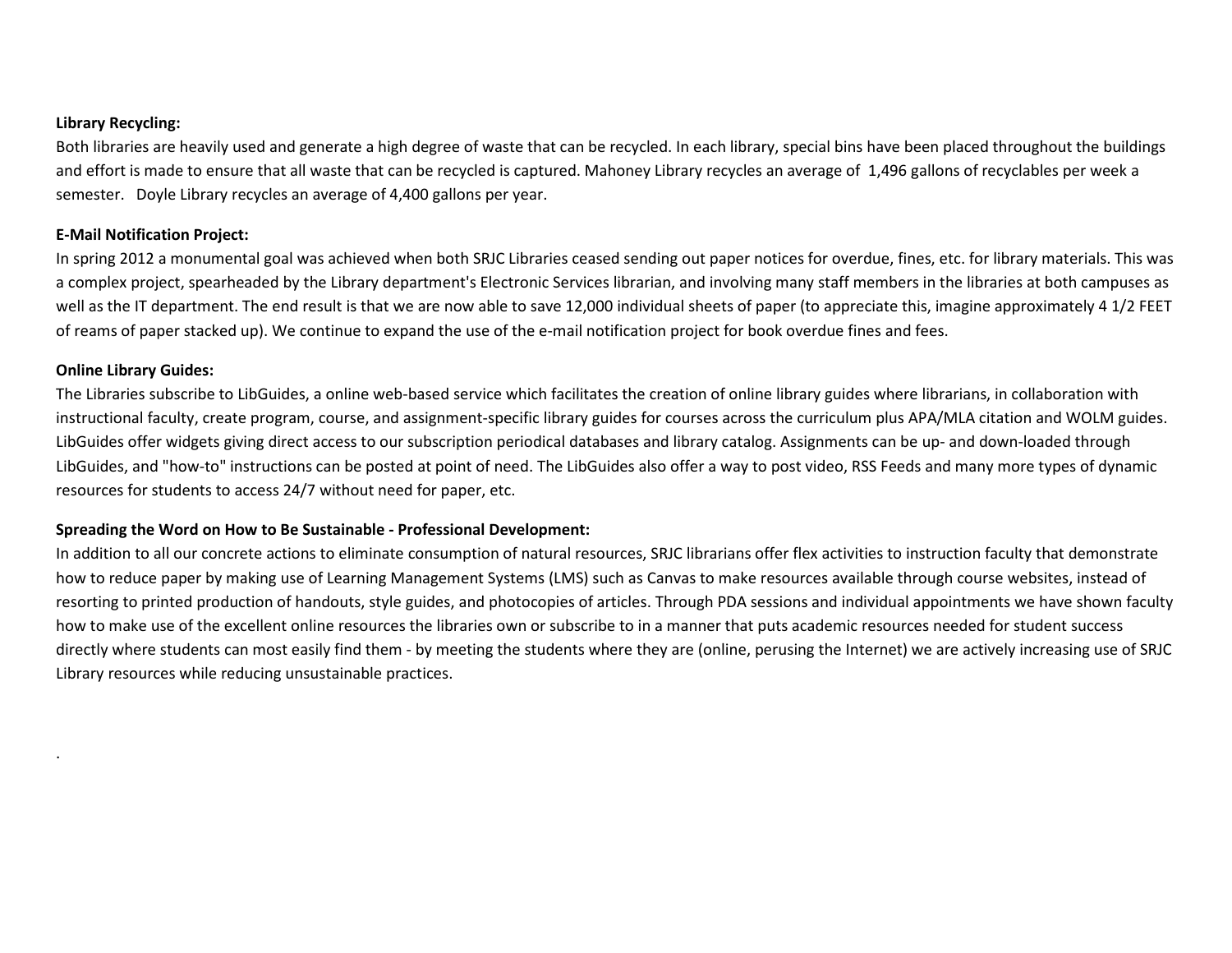**Library Recycling:**

Both libraries are heavily used and generate a high degree of waste that can be recycled. In each library, special bins have been placed throughout the buildings and effort is made to ensure that all waste that can be recycled is captured. Mahoney Library recycles an average of 1,496 gallons of recyclables per week a semester. Doyle Library recycles an average of 4,400 gallons per year.

**E-Mail Notification Project:**

In spring 2012 a monumental goal was achieved when both SRJC Libraries ceased sending out paper notices for overdue, fines, etc. for library materials. This was a complex project, spearheaded by the Library department's Electronic Services librarian, and involving many staff members in the libraries at both campuses as well as the IT department. The end result is that we are now able to save 12,000 individual sheets of paper (to appreciate this, imagine approximately 4 1/2 FEET of reams of paper stacked up). We continue to expand the use of the e-mail notification project for book overdue fines and fees.

**Online Library Guides:**

The Libraries subscribe to LibGuides, a online web-based service which facilitates the creation of online library guides where librarians, in collaboration with instructional faculty, create program, course, and assignment-specific library guides for courses across the curriculum plus APA/MLA citation and WOLM guides. LibGuides offer widgets giving direct access to our subscription periodical databases and library catalog. Assignments can be up- and down-loaded through LibGuides, and "how-to" instructions can be posted at point of need. The LibGuides also offer a way to post video, RSS Feeds and many more types of dynamic resources for students to access 24/7 without need for paper, etc.

**Spreading the Word on How to Be Sustainable - Professional Development:**

In addition to all our concrete actions to eliminate consumption of natural resources, SRJC librarians offer flex activities to instruction faculty that demonstrate how to reduce paper by making use of Learning Management Systems (LMS) such as Canvas to make resources available through course websites, instead of resorting to printed production of handouts, style guides, and photocopies of articles. Through PDA sessions and individual appointments we have shown faculty how to make use of the excellent online resources the libraries own or subscribe to in a manner that puts academic resources needed for student success directly where students can most easily find them - by meeting the students where they are (online, perusing the Internet) we are actively increasing use of SRJC Library resources while reducing unsustainable practices.

.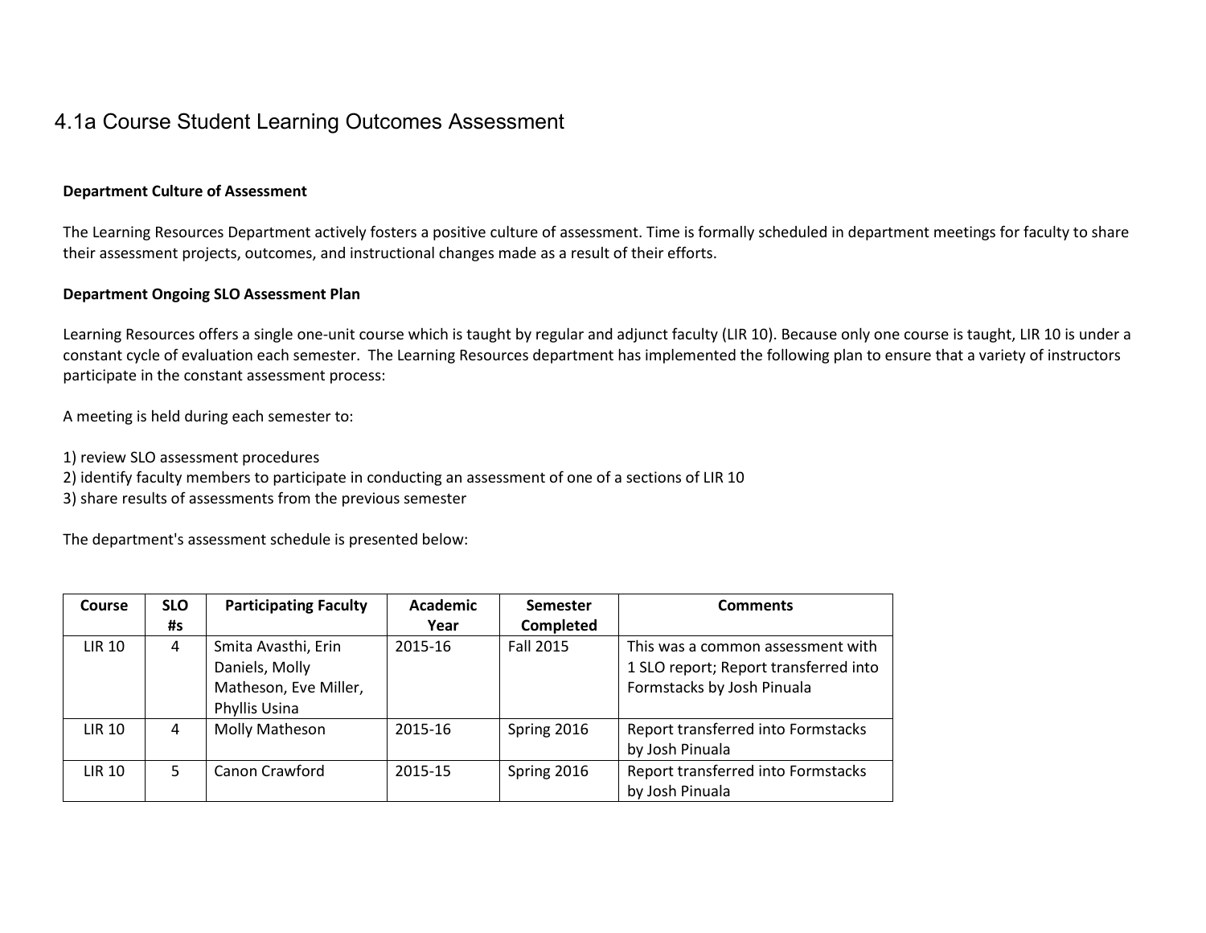# 4.1a Course Student Learning Outcomes Assessment

**Department Culture of Assessment**

The Learning Resources Department actively fosters a positive culture of assessment. Time is formally scheduled in department meetings for faculty to share their assessment projects, outcomes, and instructional changes made as a result of their efforts.

**Department Ongoing SLO Assessment Plan**

Learning Resources offers a single one-unit course which is taught by regular and adjunct faculty (LIR 10). Because only one course is taught, LIR 10 is under a constant cycle of evaluation each semester. The Learning Resources department has implemented the following plan to ensure that a variety of instructors participate in the constant assessment process:

A meeting is held during each semester to:

1) review SLO assessment procedures
2) identify faculty members to participate in conducting an assessment of one of a sections of LIR 10
3) share results of assessments from the previous semester

The department's assessment schedule is presented below:

| Course | SLO #s | Participating Faculty | Academic Year | Semester Completed | Comments |
|---|---|---|---|---|---|
| LIR 10 | 4 | Smita Avasthi, Erin Daniels, Molly Matheson, Eve Miller, Phyllis Usina | 2015-16 | Fall 2015 | This was a common assessment with 1 SLO report; Report transferred into Formstacks by Josh Pinuala |
| LIR 10 | 4 | Molly Matheson | 2015-16 | Spring 2016 | Report transferred into Formstacks by Josh Pinuala |
| LIR 10 | 5 | Canon Crawford | 2015-15 | Spring 2016 | Report transferred into Formstacks by Josh Pinuala |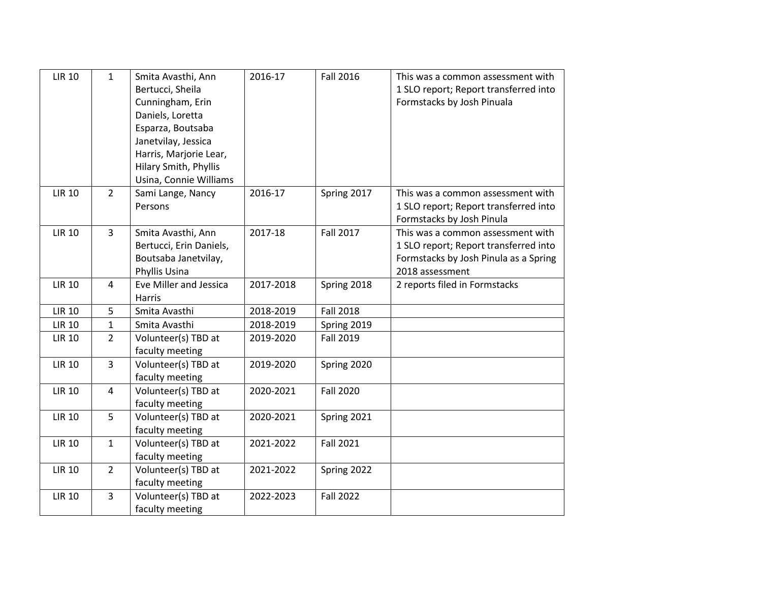| LIR 10 | 1 | Smita Avasthi, Ann Bertucci, Sheila Cunningham, Erin Daniels, Loretta Esparza, Boutsaba Janetvilay, Jessica Harris, Marjorie Lear, Hilary Smith, Phyllis Usina, Connie Williams | 2016-17 | Fall 2016 | This was a common assessment with 1 SLO report; Report transferred into Formstacks by Josh Pinuala |
|---|---|---|---|---|---|
| LIR 10 | 2 | Sami Lange, Nancy Persons | 2016-17 | Spring 2017 | This was a common assessment with 1 SLO report; Report transferred into Formstacks by Josh Pinula |
| LIR 10 | 3 | Smita Avasthi, Ann Bertucci, Erin Daniels, Boutsaba Janetvilay, Phyllis Usina | 2017-18 | Fall 2017 | This was a common assessment with 1 SLO report; Report transferred into Formstacks by Josh Pinula as a Spring 2018 assessment |
| LIR 10 | 4 | Eve Miller and Jessica Harris | 2017-2018 | Spring 2018 | 2 reports filed in Formstacks |
| LIR 10 | 5 | Smita Avasthi | 2018-2019 | Fall 2018 | |
| LIR 10 | 1 | Smita Avasthi | 2018-2019 | Spring 2019 | |
| LIR 10 | 2 | Volunteer(s) TBD at faculty meeting | 2019-2020 | Fall 2019 | |
| LIR 10 | 3 | Volunteer(s) TBD at faculty meeting | 2019-2020 | Spring 2020 | |
| LIR 10 | 4 | Volunteer(s) TBD at faculty meeting | 2020-2021 | Fall 2020 | |
| LIR 10 | 5 | Volunteer(s) TBD at faculty meeting | 2020-2021 | Spring 2021 | |
| LIR 10 | 1 | Volunteer(s) TBD at faculty meeting | 2021-2022 | Fall 2021 | |
| LIR 10 | 2 | Volunteer(s) TBD at faculty meeting | 2021-2022 | Spring 2022 | |
| LIR 10 | 3 | Volunteer(s) TBD at faculty meeting | 2022-2023 | Fall 2022 | |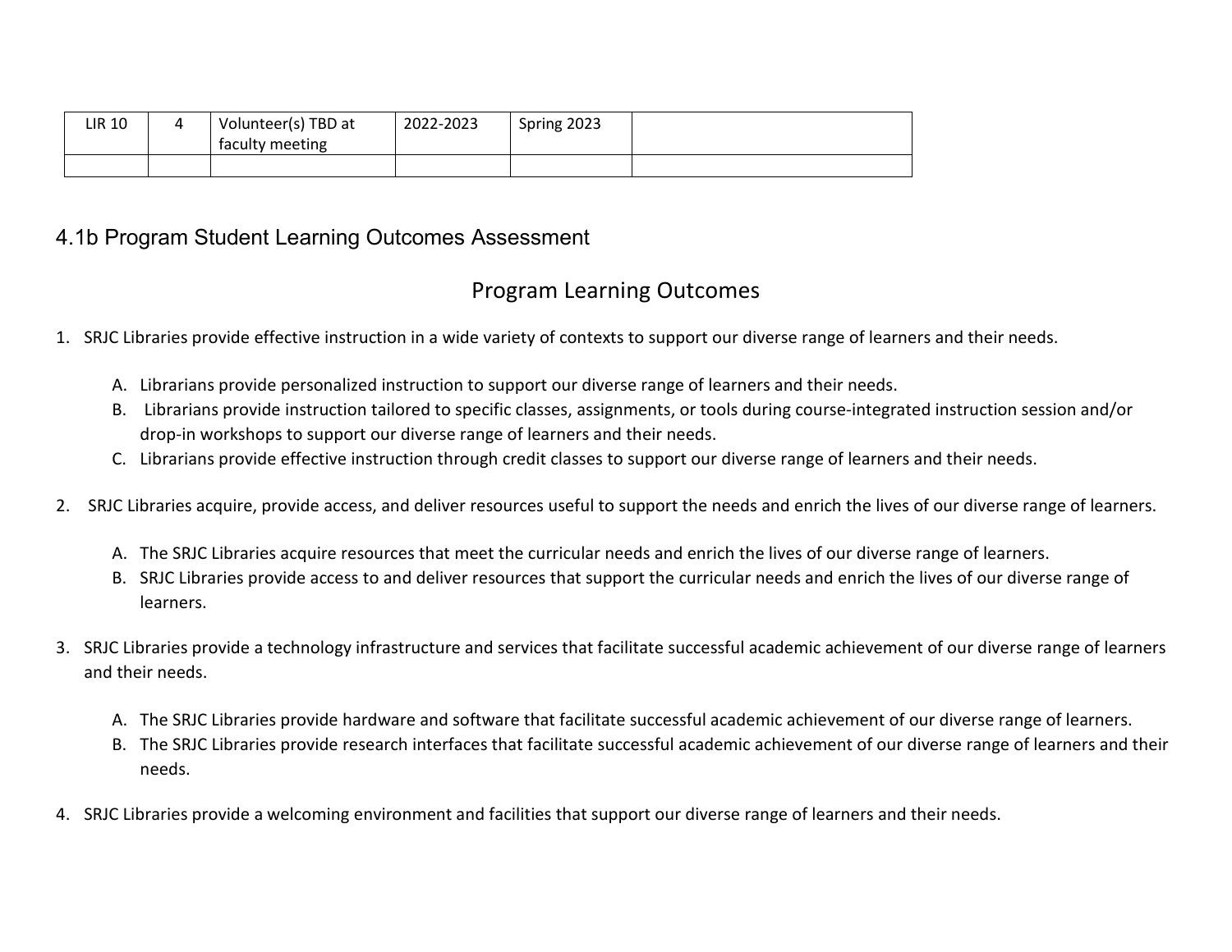| LIR 10 | 4 | Volunteer(s) TBD at faculty meeting | 2022-2023 | Spring 2023 | |
|---|---|---|---|---|---|
| | | | | | |

## 4.1b Program Student Learning Outcomes Assessment

### Program Learning Outcomes

1. SRJC Libraries provide effective instruction in a wide variety of contexts to support our diverse range of learners and their needs.

   A. Librarians provide personalized instruction to support our diverse range of learners and their needs.
   B. Librarians provide instruction tailored to specific classes, assignments, or tools during course-integrated instruction session and/or drop-in workshops to support our diverse range of learners and their needs.
   C. Librarians provide effective instruction through credit classes to support our diverse range of learners and their needs.

2. SRJC Libraries acquire, provide access, and deliver resources useful to support the needs and enrich the lives of our diverse range of learners.

   A. The SRJC Libraries acquire resources that meet the curricular needs and enrich the lives of our diverse range of learners.
   B. SRJC Libraries provide access to and deliver resources that support the curricular needs and enrich the lives of our diverse range of learners.

3. SRJC Libraries provide a technology infrastructure and services that facilitate successful academic achievement of our diverse range of learners and their needs.

   A. The SRJC Libraries provide hardware and software that facilitate successful academic achievement of our diverse range of learners.
   B. The SRJC Libraries provide research interfaces that facilitate successful academic achievement of our diverse range of learners and their needs.

4. SRJC Libraries provide a welcoming environment and facilities that support our diverse range of learners and their needs.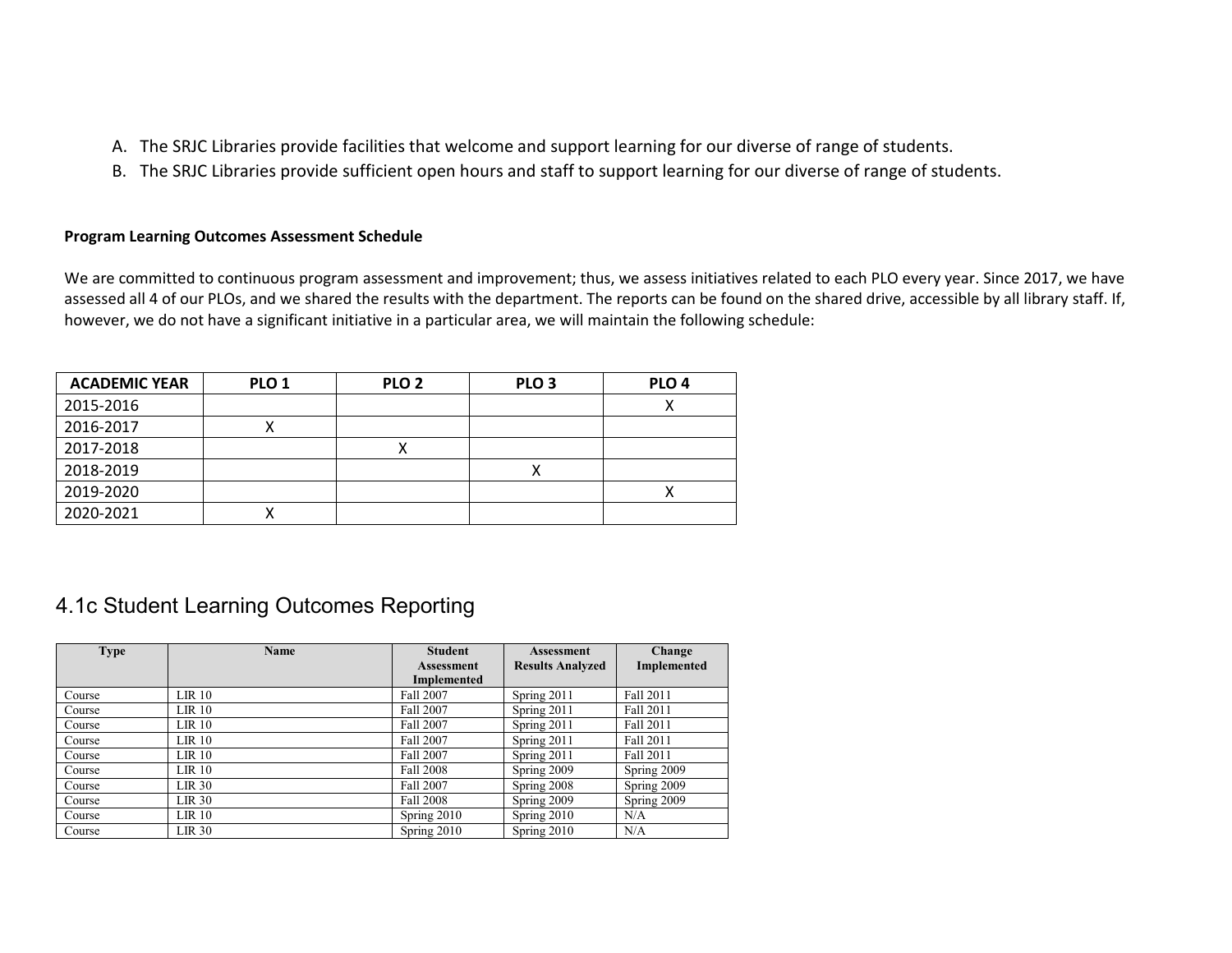A. The SRJC Libraries provide facilities that welcome and support learning for our diverse of range of students.
B. The SRJC Libraries provide sufficient open hours and staff to support learning for our diverse of range of students.

**Program Learning Outcomes Assessment Schedule**

We are committed to continuous program assessment and improvement; thus, we assess initiatives related to each PLO every year. Since 2017, we have assessed all 4 of our PLOs, and we shared the results with the department. The reports can be found on the shared drive, accessible by all library staff. If, however, we do not have a significant initiative in a particular area, we will maintain the following schedule:

| ACADEMIC YEAR | PLO 1 | PLO 2 | PLO 3 | PLO 4 |
|---|---|---|---|---|
| 2015-2016 | | | | X |
| 2016-2017 | X | | | |
| 2017-2018 | | X | | |
| 2018-2019 | | | X | |
| 2019-2020 | | | | X |
| 2020-2021 | X | | | |

## 4.1c Student Learning Outcomes Reporting

| Type | Name | Student Assessment Implemented | Assessment Results Analyzed | Change Implemented |
|---|---|---|---|---|
| Course | LIR 10 | Fall 2007 | Spring 2011 | Fall 2011 |
| Course | LIR 10 | Fall 2007 | Spring 2011 | Fall 2011 |
| Course | LIR 10 | Fall 2007 | Spring 2011 | Fall 2011 |
| Course | LIR 10 | Fall 2007 | Spring 2011 | Fall 2011 |
| Course | LIR 10 | Fall 2007 | Spring 2011 | Fall 2011 |
| Course | LIR 10 | Fall 2008 | Spring 2009 | Spring 2009 |
| Course | LIR 30 | Fall 2007 | Spring 2008 | Spring 2009 |
| Course | LIR 30 | Fall 2008 | Spring 2009 | Spring 2009 |
| Course | LIR 10 | Spring 2010 | Spring 2010 | N/A |
| Course | LIR 30 | Spring 2010 | Spring 2010 | N/A |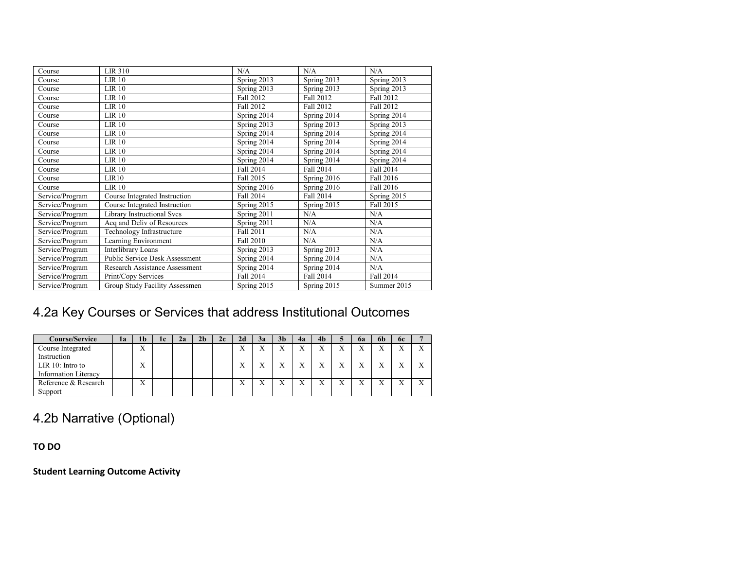| Course | LIR 310 | N/A | N/A | N/A |
|---|---|---|---|---|
| Course | LIR 10 | Spring 2013 | Spring 2013 | Spring 2013 |
| Course | LIR 10 | Spring 2013 | Spring 2013 | Spring 2013 |
| Course | LIR 10 | Fall 2012 | Fall 2012 | Fall 2012 |
| Course | LIR 10 | Fall 2012 | Fall 2012 | Fall 2012 |
| Course | LIR 10 | Spring 2014 | Spring 2014 | Spring 2014 |
| Course | LIR 10 | Spring 2013 | Spring 2013 | Spring 2013 |
| Course | LIR 10 | Spring 2014 | Spring 2014 | Spring 2014 |
| Course | LIR 10 | Spring 2014 | Spring 2014 | Spring 2014 |
| Course | LIR 10 | Spring 2014 | Spring 2014 | Spring 2014 |
| Course | LIR 10 | Spring 2014 | Spring 2014 | Spring 2014 |
| Course | LIR 10 | Fall 2014 | Fall 2014 | Fall 2014 |
| Course | LIR10 | Fall 2015 | Spring 2016 | Fall 2016 |
| Course | LIR 10 | Spring 2016 | Spring 2016 | Fall 2016 |
| Service/Program | Course Integrated Instruction | Fall 2014 | Fall 2014 | Spring 2015 |
| Service/Program | Course Integrated Instruction | Spring 2015 | Spring 2015 | Fall 2015 |
| Service/Program | Library Instructional Svcs | Spring 2011 | N/A | N/A |
| Service/Program | Acq and Deliv of Resources | Spring 2011 | N/A | N/A |
| Service/Program | Technology Infrastructure | Fall 2011 | N/A | N/A |
| Service/Program | Learning Environment | Fall 2010 | N/A | N/A |
| Service/Program | Interlibrary Loans | Spring 2013 | Spring 2013 | N/A |
| Service/Program | Public Service Desk Assessment | Spring 2014 | Spring 2014 | N/A |
| Service/Program | Research Assistance Assessment | Spring 2014 | Spring 2014 | N/A |
| Service/Program | Print/Copy Services | Fall 2014 | Fall 2014 | Fall 2014 |
| Service/Program | Group Study Facility Assessmen | Spring 2015 | Spring 2015 | Summer 2015 |

## 4.2a Key Courses or Services that address Institutional Outcomes

| Course/Service | 1a | 1b | 1c | 2a | 2b | 2c | 2d | 3a | 3b | 4a | 4b | 5 | 6a | 6b | 6c | 7 |
|---|---|---|---|---|---|---|---|---|---|---|---|---|---|---|---|---|
| Course Integrated Instruction | | X | | | | | X | X | X | X | X | X | X | X | X | X |
| LIR 10: Intro to Information Literacy | | X | | | | | X | X | X | X | X | X | X | X | X | X |
| Reference & Research Support | | X | | | | | X | X | X | X | X | X | X | X | X | X |

## 4.2b Narrative (Optional)

**TO DO**

**Student Learning Outcome Activity**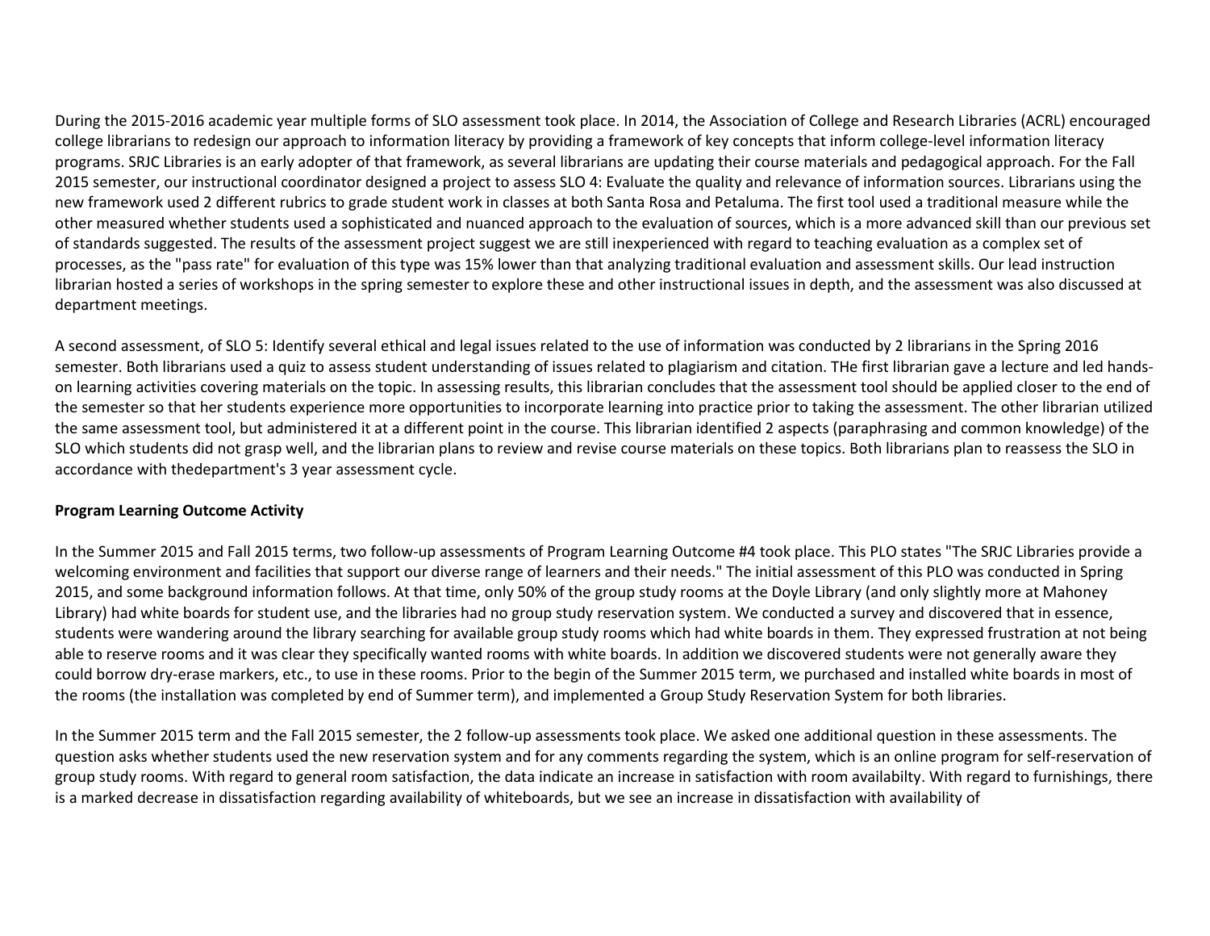During the 2015-2016 academic year multiple forms of SLO assessment took place. In 2014, the Association of College and Research Libraries (ACRL) encouraged college librarians to redesign our approach to information literacy by providing a framework of key concepts that inform college-level information literacy programs. SRJC Libraries is an early adopter of that framework, as several librarians are updating their course materials and pedagogical approach. For the Fall 2015 semester, our instructional coordinator designed a project to assess SLO 4: Evaluate the quality and relevance of information sources. Librarians using the new framework used 2 different rubrics to grade student work in classes at both Santa Rosa and Petaluma. The first tool used a traditional measure while the other measured whether students used a sophisticated and nuanced approach to the evaluation of sources, which is a more advanced skill than our previous set of standards suggested. The results of the assessment project suggest we are still inexperienced with regard to teaching evaluation as a complex set of processes, as the "pass rate" for evaluation of this type was 15% lower than that analyzing traditional evaluation and assessment skills. Our lead instruction librarian hosted a series of workshops in the spring semester to explore these and other instructional issues in depth, and the assessment was also discussed at department meetings.

A second assessment, of SLO 5: Identify several ethical and legal issues related to the use of information was conducted by 2 librarians in the Spring 2016 semester. Both librarians used a quiz to assess student understanding of issues related to plagiarism and citation. THe first librarian gave a lecture and led hands-on learning activities covering materials on the topic. In assessing results, this librarian concludes that the assessment tool should be applied closer to the end of the semester so that her students experience more opportunities to incorporate learning into practice prior to taking the assessment. The other librarian utilized the same assessment tool, but administered it at a different point in the course. This librarian identified 2 aspects (paraphrasing and common knowledge) of the SLO which students did not grasp well, and the librarian plans to review and revise course materials on these topics. Both librarians plan to reassess the SLO in accordance with thedepartment's 3 year assessment cycle.

**Program Learning Outcome Activity**

In the Summer 2015 and Fall 2015 terms, two follow-up assessments of Program Learning Outcome #4 took place. This PLO states "The SRJC Libraries provide a welcoming environment and facilities that support our diverse range of learners and their needs." The initial assessment of this PLO was conducted in Spring 2015, and some background information follows. At that time, only 50% of the group study rooms at the Doyle Library (and only slightly more at Mahoney Library) had white boards for student use, and the libraries had no group study reservation system. We conducted a survey and discovered that in essence, students were wandering around the library searching for available group study rooms which had white boards in them. They expressed frustration at not being able to reserve rooms and it was clear they specifically wanted rooms with white boards. In addition we discovered students were not generally aware they could borrow dry-erase markers, etc., to use in these rooms. Prior to the begin of the Summer 2015 term, we purchased and installed white boards in most of the rooms (the installation was completed by end of Summer term), and implemented a Group Study Reservation System for both libraries.

In the Summer 2015 term and the Fall 2015 semester, the 2 follow-up assessments took place. We asked one additional question in these assessments. The question asks whether students used the new reservation system and for any comments regarding the system, which is an online program for self-reservation of group study rooms. With regard to general room satisfaction, the data indicate an increase in satisfaction with room availabilty. With regard to furnishings, there is a marked decrease in dissatisfaction regarding availability of whiteboards, but we see an increase in dissatisfaction with availability of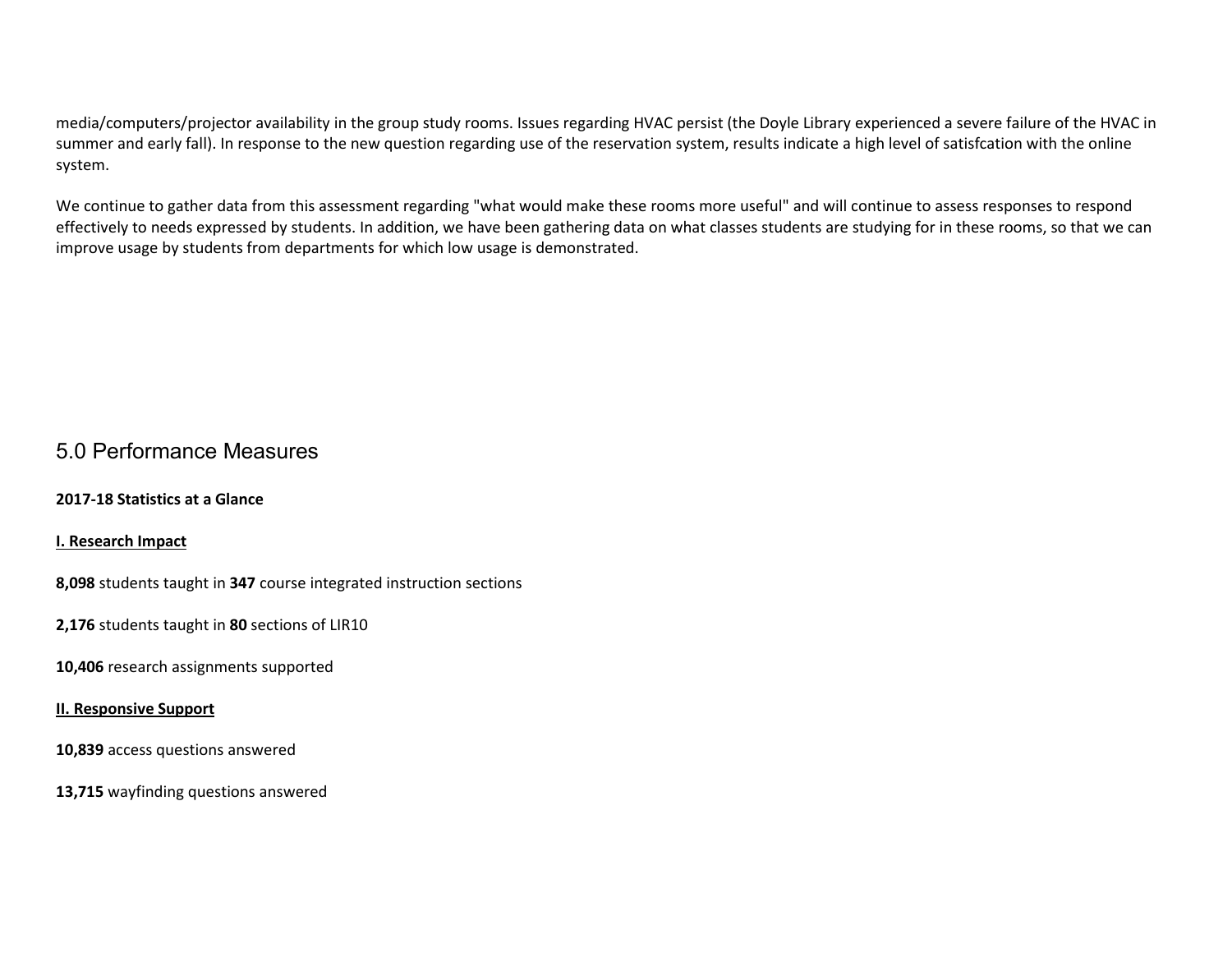media/computers/projector availability in the group study rooms. Issues regarding HVAC persist (the Doyle Library experienced a severe failure of the HVAC in summer and early fall). In response to the new question regarding use of the reservation system, results indicate a high level of satisfcation with the online system.

We continue to gather data from this assessment regarding "what would make these rooms more useful" and will continue to assess responses to respond effectively to needs expressed by students. In addition, we have been gathering data on what classes students are studying for in these rooms, so that we can improve usage by students from departments for which low usage is demonstrated.

## 5.0 Performance Measures

**2017-18 Statistics at a Glance**

**I. Research Impact**

**8,098** students taught in **347** course integrated instruction sections

**2,176** students taught in **80** sections of LIR10

**10,406** research assignments supported

**II. Responsive Support**

**10,839** access questions answered

**13,715** wayfinding questions answered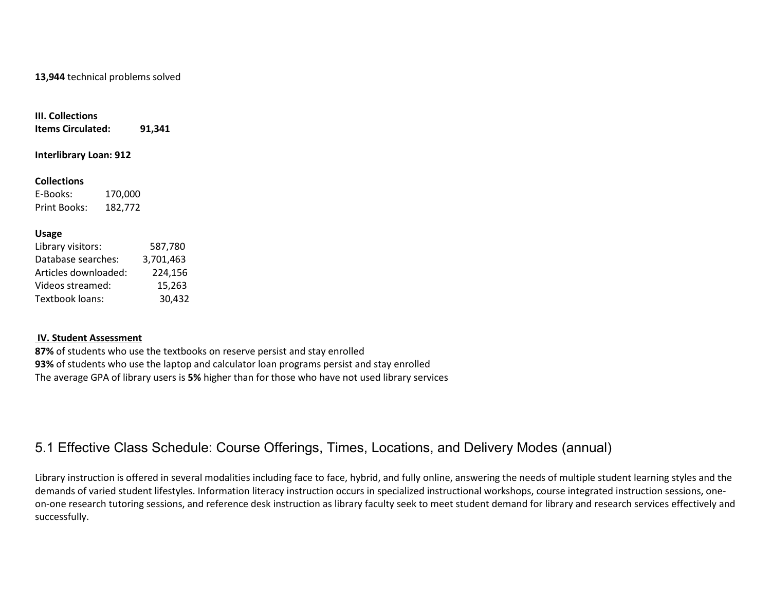**13,944** technical problems solved

**III. Collections**

**Items Circulated: 91,341**

**Interlibrary Loan: 912**

**Collections**

| | |
|---|---|
| E-Books: | 170,000 |
| Print Books: | 182,772 |

**Usage**

| | |
|---|---|
| Library visitors: | 587,780 |
| Database searches: | 3,701,463 |
| Articles downloaded: | 224,156 |
| Videos streamed: | 15,263 |
| Textbook loans: | 30,432 |

**IV. Student Assessment**

**87%** of students who use the textbooks on reserve persist and stay enrolled
**93%** of students who use the laptop and calculator loan programs persist and stay enrolled
The average GPA of library users is **5%** higher than for those who have not used library services

## 5.1 Effective Class Schedule: Course Offerings, Times, Locations, and Delivery Modes (annual)

Library instruction is offered in several modalities including face to face, hybrid, and fully online, answering the needs of multiple student learning styles and the demands of varied student lifestyles. Information literacy instruction occurs in specialized instructional workshops, course integrated instruction sessions, one-on-one research tutoring sessions, and reference desk instruction as library faculty seek to meet student demand for library and research services effectively and successfully.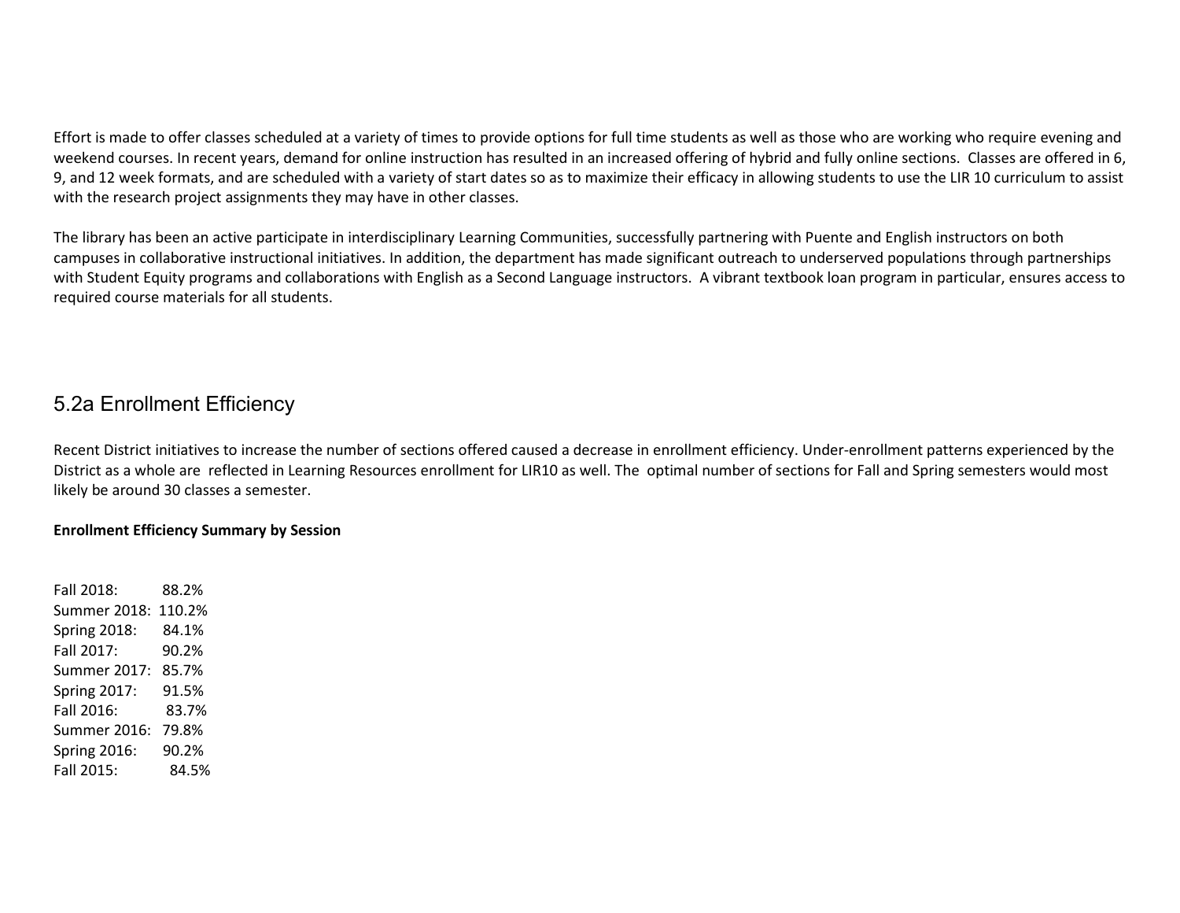Effort is made to offer classes scheduled at a variety of times to provide options for full time students as well as those who are working who require evening and weekend courses. In recent years, demand for online instruction has resulted in an increased offering of hybrid and fully online sections. Classes are offered in 6, 9, and 12 week formats, and are scheduled with a variety of start dates so as to maximize their efficacy in allowing students to use the LIR 10 curriculum to assist with the research project assignments they may have in other classes.

The library has been an active participate in interdisciplinary Learning Communities, successfully partnering with Puente and English instructors on both campuses in collaborative instructional initiatives. In addition, the department has made significant outreach to underserved populations through partnerships with Student Equity programs and collaborations with English as a Second Language instructors. A vibrant textbook loan program in particular, ensures access to required course materials for all students.

## 5.2a Enrollment Efficiency

Recent District initiatives to increase the number of sections offered caused a decrease in enrollment efficiency. Under-enrollment patterns experienced by the District as a whole are reflected in Learning Resources enrollment for LIR10 as well. The optimal number of sections for Fall and Spring semesters would most likely be around 30 classes a semester.

**Enrollment Efficiency Summary by Session**

Fall 2018: 88.2%
Summer 2018: 110.2%
Spring 2018: 84.1%
Fall 2017: 90.2%
Summer 2017: 85.7%
Spring 2017: 91.5%
Fall 2016: 83.7%
Summer 2016: 79.8%
Spring 2016: 90.2%
Fall 2015: 84.5%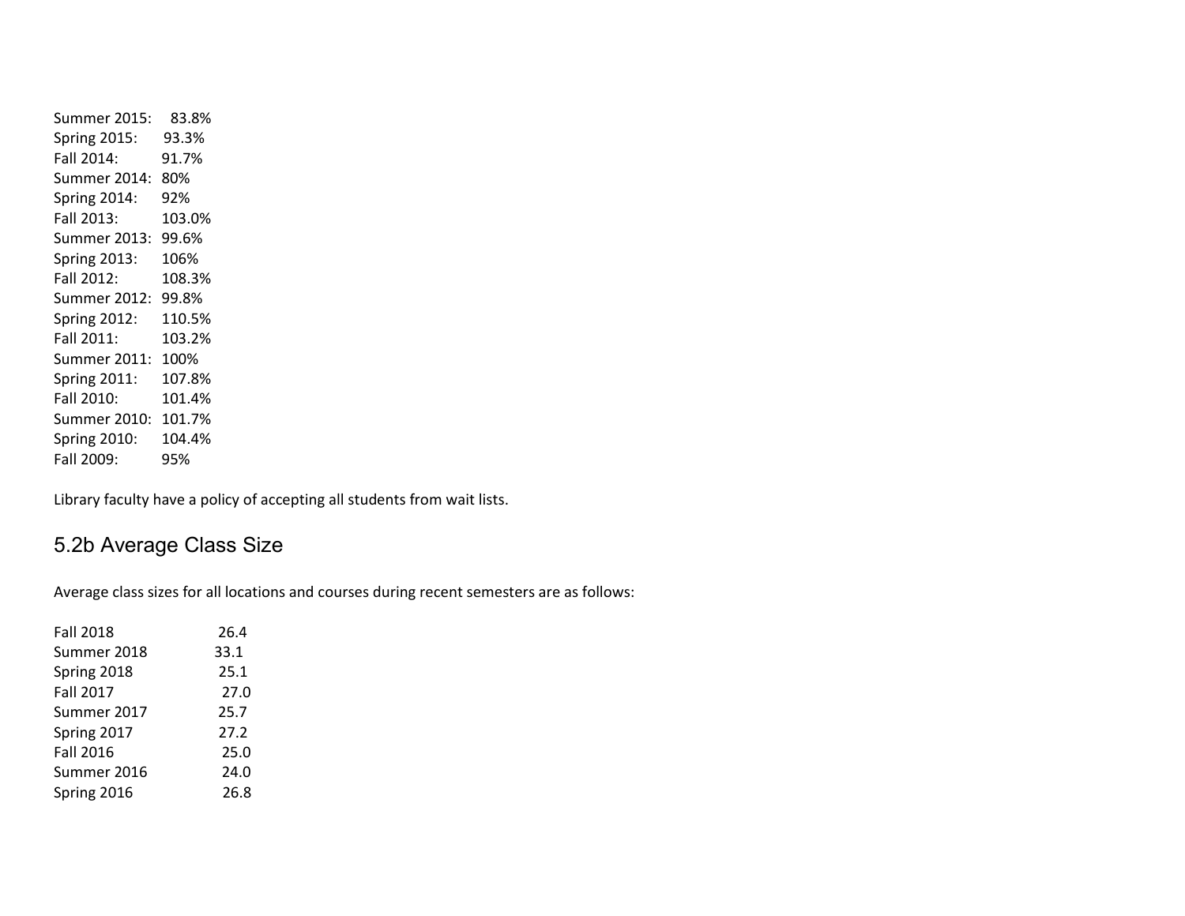Summer 2015: 83.8%
Spring 2015: 93.3%
Fall 2014: 91.7%
Summer 2014: 80%
Spring 2014: 92%
Fall 2013: 103.0%
Summer 2013: 99.6%
Spring 2013: 106%
Fall 2012: 108.3%
Summer 2012: 99.8%
Spring 2012: 110.5%
Fall 2011: 103.2%
Summer 2011: 100%
Spring 2011: 107.8%
Fall 2010: 101.4%
Summer 2010: 101.7%
Spring 2010: 104.4%
Fall 2009: 95%

Library faculty have a policy of accepting all students from wait lists.

## 5.2b Average Class Size

Average class sizes for all locations and courses during recent semesters are as follows:

| | |
|---|---|
| Fall 2018 | 26.4 |
| Summer 2018 | 33.1 |
| Spring 2018 | 25.1 |
| Fall 2017 | 27.0 |
| Summer 2017 | 25.7 |
| Spring 2017 | 27.2 |
| Fall 2016 | 25.0 |
| Summer 2016 | 24.0 |
| Spring 2016 | 26.8 |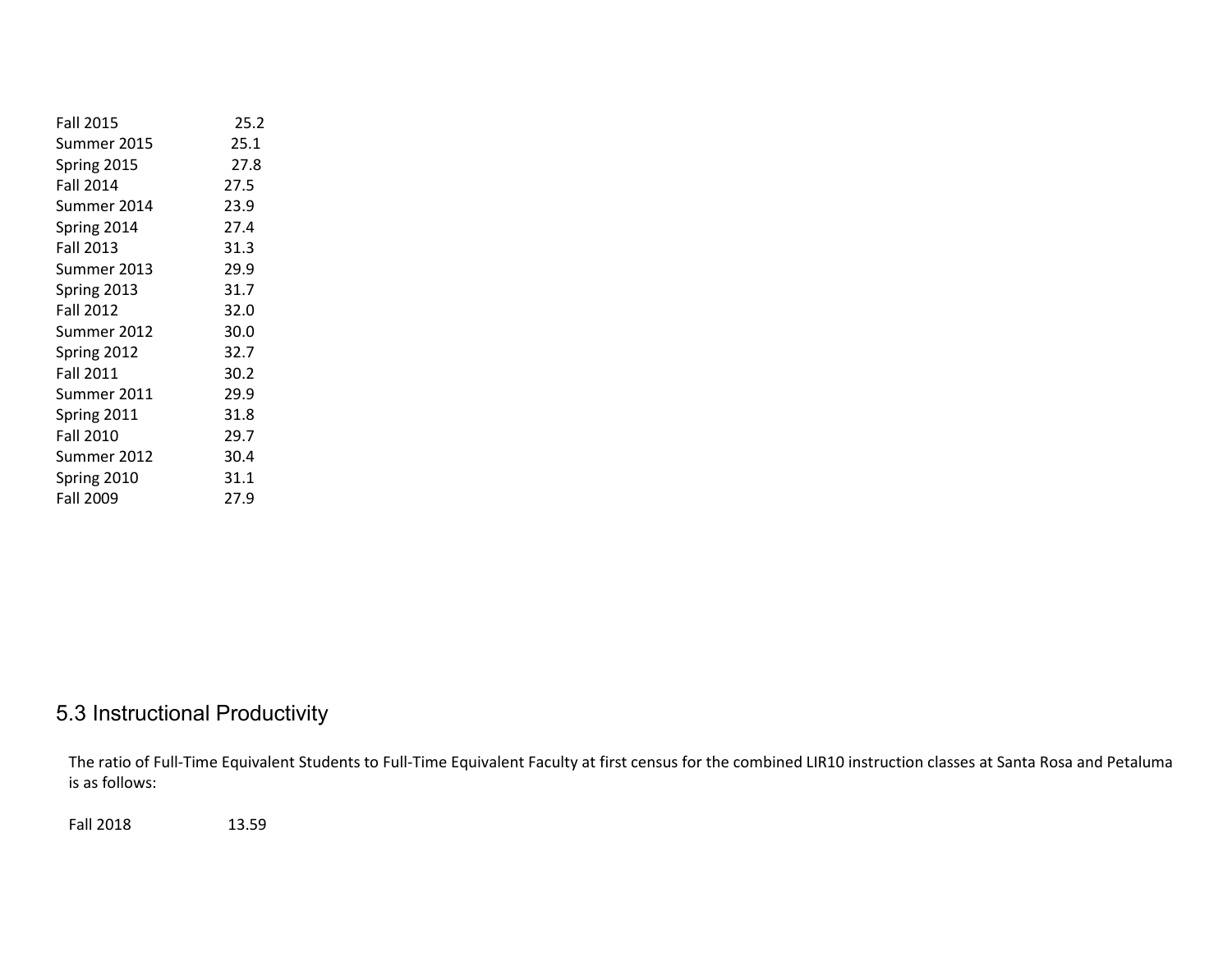| | |
|---|---|
| Fall 2015 | 25.2 |
| Summer 2015 | 25.1 |
| Spring 2015 | 27.8 |
| Fall 2014 | 27.5 |
| Summer 2014 | 23.9 |
| Spring 2014 | 27.4 |
| Fall 2013 | 31.3 |
| Summer 2013 | 29.9 |
| Spring 2013 | 31.7 |
| Fall 2012 | 32.0 |
| Summer 2012 | 30.0 |
| Spring 2012 | 32.7 |
| Fall 2011 | 30.2 |
| Summer 2011 | 29.9 |
| Spring 2011 | 31.8 |
| Fall 2010 | 29.7 |
| Summer 2012 | 30.4 |
| Spring 2010 | 31.1 |
| Fall 2009 | 27.9 |

## 5.3 Instructional Productivity

The ratio of Full-Time Equivalent Students to Full-Time Equivalent Faculty at first census for the combined LIR10 instruction classes at Santa Rosa and Petaluma is as follows:

| | |
|---|---|
| Fall 2018 | 13.59 |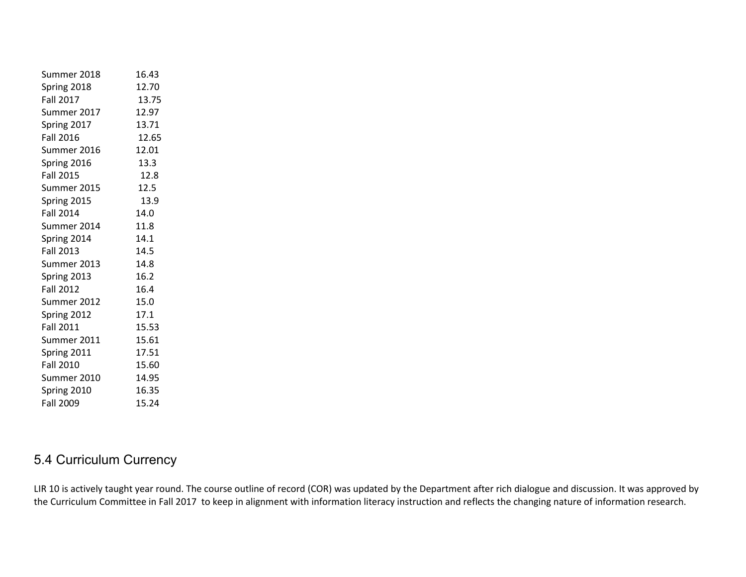| | |
|---|---|
| Summer 2018 | 16.43 |
| Spring 2018 | 12.70 |
| Fall 2017 | 13.75 |
| Summer 2017 | 12.97 |
| Spring 2017 | 13.71 |
| Fall 2016 | 12.65 |
| Summer 2016 | 12.01 |
| Spring 2016 | 13.3 |
| Fall 2015 | 12.8 |
| Summer 2015 | 12.5 |
| Spring 2015 | 13.9 |
| Fall 2014 | 14.0 |
| Summer 2014 | 11.8 |
| Spring 2014 | 14.1 |
| Fall 2013 | 14.5 |
| Summer 2013 | 14.8 |
| Spring 2013 | 16.2 |
| Fall 2012 | 16.4 |
| Summer 2012 | 15.0 |
| Spring 2012 | 17.1 |
| Fall 2011 | 15.53 |
| Summer 2011 | 15.61 |
| Spring 2011 | 17.51 |
| Fall 2010 | 15.60 |
| Summer 2010 | 14.95 |
| Spring 2010 | 16.35 |
| Fall 2009 | 15.24 |

## 5.4 Curriculum Currency

LIR 10 is actively taught year round. The course outline of record (COR) was updated by the Department after rich dialogue and discussion. It was approved by the Curriculum Committee in Fall 2017 to keep in alignment with information literacy instruction and reflects the changing nature of information research.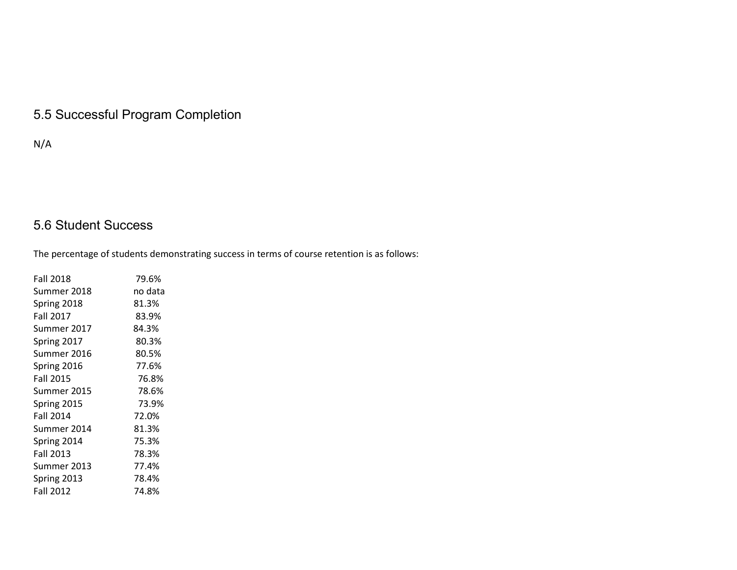## 5.5 Successful Program Completion

N/A

## 5.6 Student Success

The percentage of students demonstrating success in terms of course retention is as follows:

| | |
|---|---|
| Fall 2018 | 79.6% |
| Summer 2018 | no data |
| Spring 2018 | 81.3% |
| Fall 2017 | 83.9% |
| Summer 2017 | 84.3% |
| Spring 2017 | 80.3% |
| Summer 2016 | 80.5% |
| Spring 2016 | 77.6% |
| Fall 2015 | 76.8% |
| Summer 2015 | 78.6% |
| Spring 2015 | 73.9% |
| Fall 2014 | 72.0% |
| Summer 2014 | 81.3% |
| Spring 2014 | 75.3% |
| Fall 2013 | 78.3% |
| Summer 2013 | 77.4% |
| Spring 2013 | 78.4% |
| Fall 2012 | 74.8% |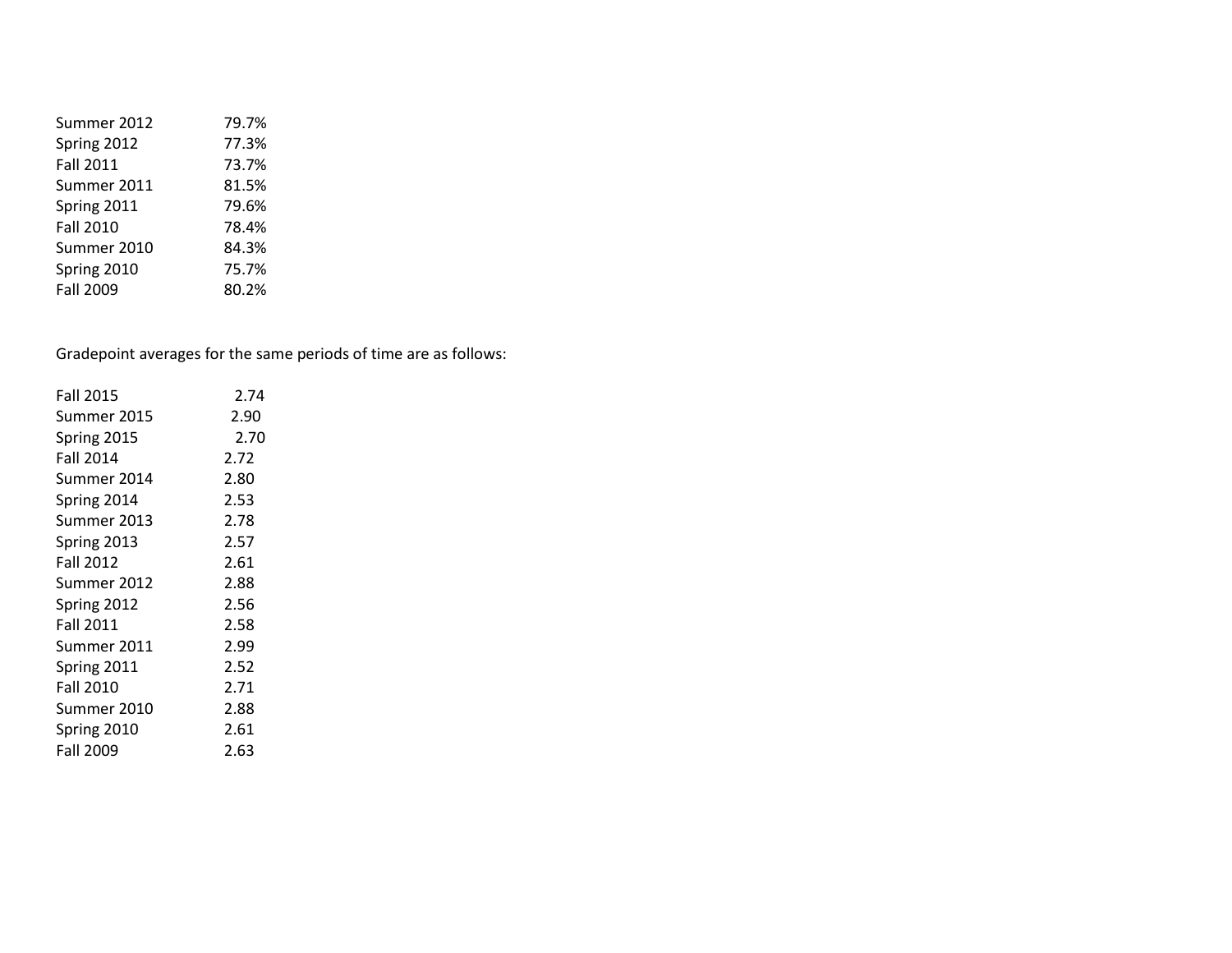| | |
|---|---|
| Summer 2012 | 79.7% |
| Spring 2012 | 77.3% |
| Fall 2011 | 73.7% |
| Summer 2011 | 81.5% |
| Spring 2011 | 79.6% |
| Fall 2010 | 78.4% |
| Summer 2010 | 84.3% |
| Spring 2010 | 75.7% |
| Fall 2009 | 80.2% |

Gradepoint averages for the same periods of time are as follows:

| | |
|---|---|
| Fall 2015 | 2.74 |
| Summer 2015 | 2.90 |
| Spring 2015 | 2.70 |
| Fall 2014 | 2.72 |
| Summer 2014 | 2.80 |
| Spring 2014 | 2.53 |
| Summer 2013 | 2.78 |
| Spring 2013 | 2.57 |
| Fall 2012 | 2.61 |
| Summer 2012 | 2.88 |
| Spring 2012 | 2.56 |
| Fall 2011 | 2.58 |
| Summer 2011 | 2.99 |
| Spring 2011 | 2.52 |
| Fall 2010 | 2.71 |
| Summer 2010 | 2.88 |
| Spring 2010 | 2.61 |
| Fall 2009 | 2.63 |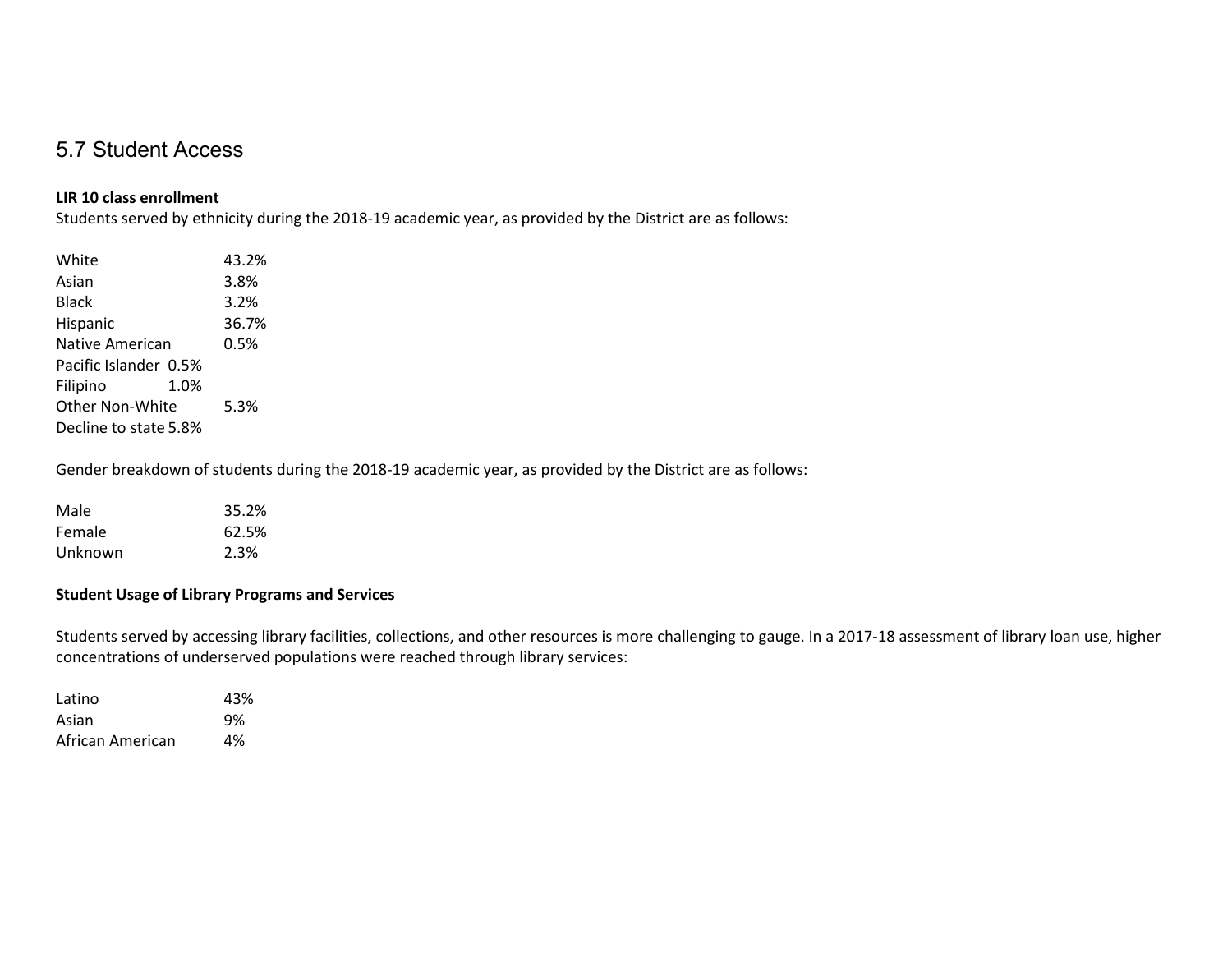## 5.7 Student Access

**LIR 10 class enrollment**

Students served by ethnicity during the 2018-19 academic year, as provided by the District are as follows:

| | |
|---|---|
| White | 43.2% |
| Asian | 3.8% |
| Black | 3.2% |
| Hispanic | 36.7% |
| Native American | 0.5% |
| Pacific Islander | 0.5% |
| Filipino | 1.0% |
| Other Non-White | 5.3% |
| Decline to state | 5.8% |

Gender breakdown of students during the 2018-19 academic year, as provided by the District are as follows:

| | |
|---|---|
| Male | 35.2% |
| Female | 62.5% |
| Unknown | 2.3% |

**Student Usage of Library Programs and Services**

Students served by accessing library facilities, collections, and other resources is more challenging to gauge. In a 2017-18 assessment of library loan use, higher concentrations of underserved populations were reached through library services:

| | |
|---|---|
| Latino | 43% |
| Asian | 9% |
| African American | 4% |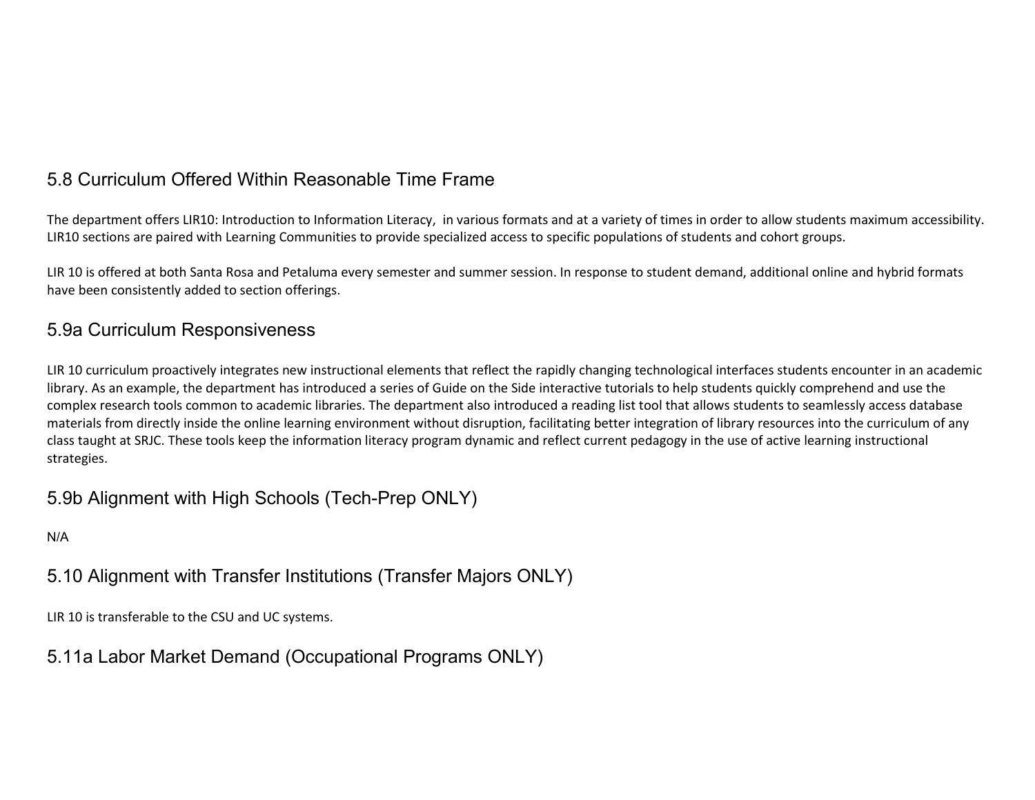## 5.8 Curriculum Offered Within Reasonable Time Frame

The department offers LIR10: Introduction to Information Literacy, in various formats and at a variety of times in order to allow students maximum accessibility. LIR10 sections are paired with Learning Communities to provide specialized access to specific populations of students and cohort groups.

LIR 10 is offered at both Santa Rosa and Petaluma every semester and summer session. In response to student demand, additional online and hybrid formats have been consistently added to section offerings.

## 5.9a Curriculum Responsiveness

LIR 10 curriculum proactively integrates new instructional elements that reflect the rapidly changing technological interfaces students encounter in an academic library. As an example, the department has introduced a series of Guide on the Side interactive tutorials to help students quickly comprehend and use the complex research tools common to academic libraries. The department also introduced a reading list tool that allows students to seamlessly access database materials from directly inside the online learning environment without disruption, facilitating better integration of library resources into the curriculum of any class taught at SRJC. These tools keep the information literacy program dynamic and reflect current pedagogy in the use of active learning instructional strategies.

## 5.9b Alignment with High Schools (Tech-Prep ONLY)

N/A

## 5.10 Alignment with Transfer Institutions (Transfer Majors ONLY)

LIR 10 is transferable to the CSU and UC systems.

## 5.11a Labor Market Demand (Occupational Programs ONLY)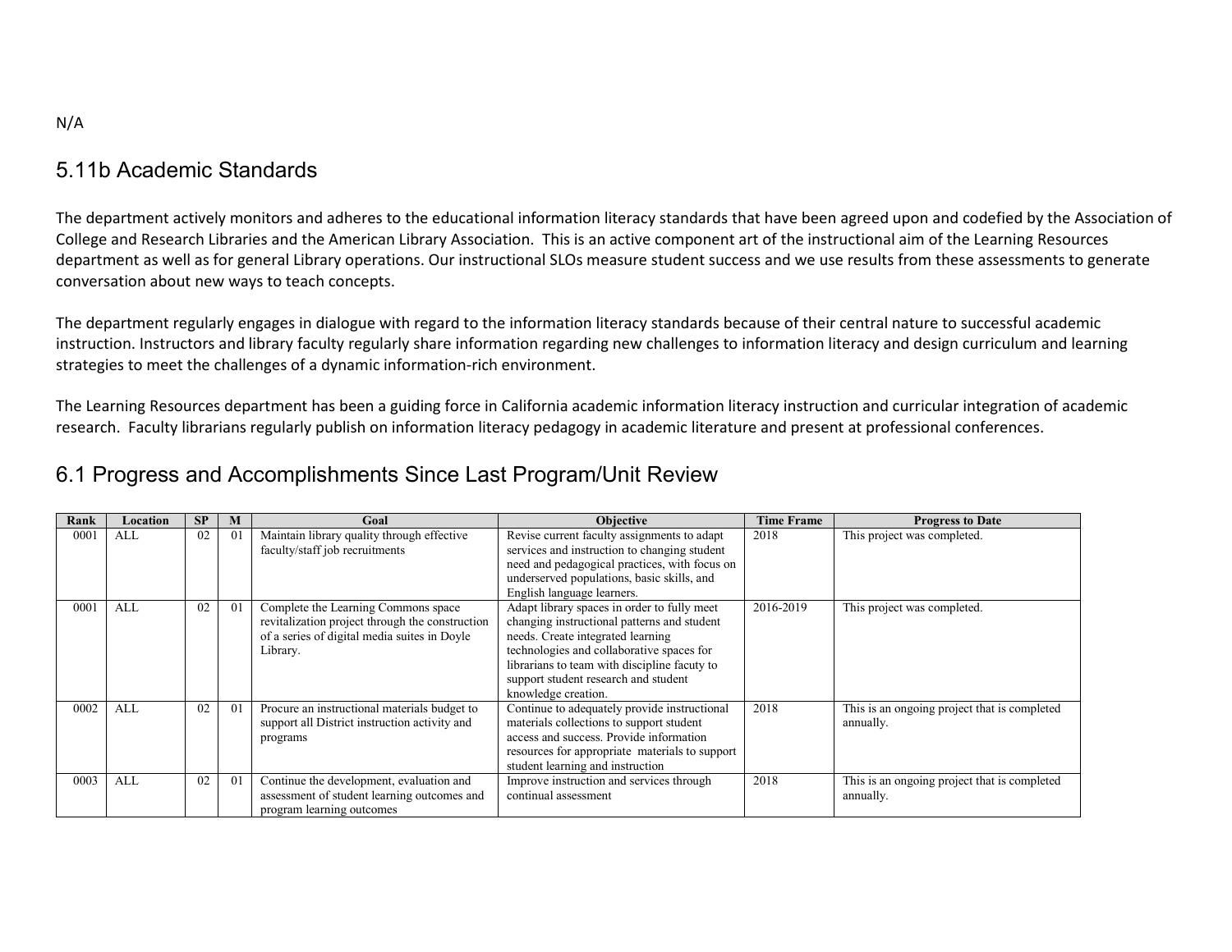N/A

## 5.11b Academic Standards

The department actively monitors and adheres to the educational information literacy standards that have been agreed upon and codefied by the Association of College and Research Libraries and the American Library Association. This is an active component art of the instructional aim of the Learning Resources department as well as for general Library operations. Our instructional SLOs measure student success and we use results from these assessments to generate conversation about new ways to teach concepts.

The department regularly engages in dialogue with regard to the information literacy standards because of their central nature to successful academic instruction. Instructors and library faculty regularly share information regarding new challenges to information literacy and design curriculum and learning strategies to meet the challenges of a dynamic information-rich environment.

The Learning Resources department has been a guiding force in California academic information literacy instruction and curricular integration of academic research. Faculty librarians regularly publish on information literacy pedagogy in academic literature and present at professional conferences.

## 6.1 Progress and Accomplishments Since Last Program/Unit Review

| Rank | Location | SP | M | Goal | Objective | Time Frame | Progress to Date |
|---|---|---|---|---|---|---|---|
| 0001 | ALL | 02 | 01 | Maintain library quality through effective faculty/staff job recruitments | Revise current faculty assignments to adapt services and instruction to changing student need and pedagogical practices, with focus on underserved populations, basic skills, and English language learners. | 2018 | This project was completed. |
| 0001 | ALL | 02 | 01 | Complete the Learning Commons space revitalization project through the construction of a series of digital media suites in Doyle Library. | Adapt library spaces in order to fully meet changing instructional patterns and student needs. Create integrated learning technologies and collaborative spaces for librarians to team with discipline facuty to support student research and student knowledge creation. | 2016-2019 | This project was completed. |
| 0002 | ALL | 02 | 01 | Procure an instructional materials budget to support all District instruction activity and programs | Continue to adequately provide instructional materials collections to support student access and success. Provide information resources for appropriate materials to support student learning and instruction | 2018 | This is an ongoing project that is completed annually. |
| 0003 | ALL | 02 | 01 | Continue the development, evaluation and assessment of student learning outcomes and program learning outcomes | Improve instruction and services through continual assessment | 2018 | This is an ongoing project that is completed annually. |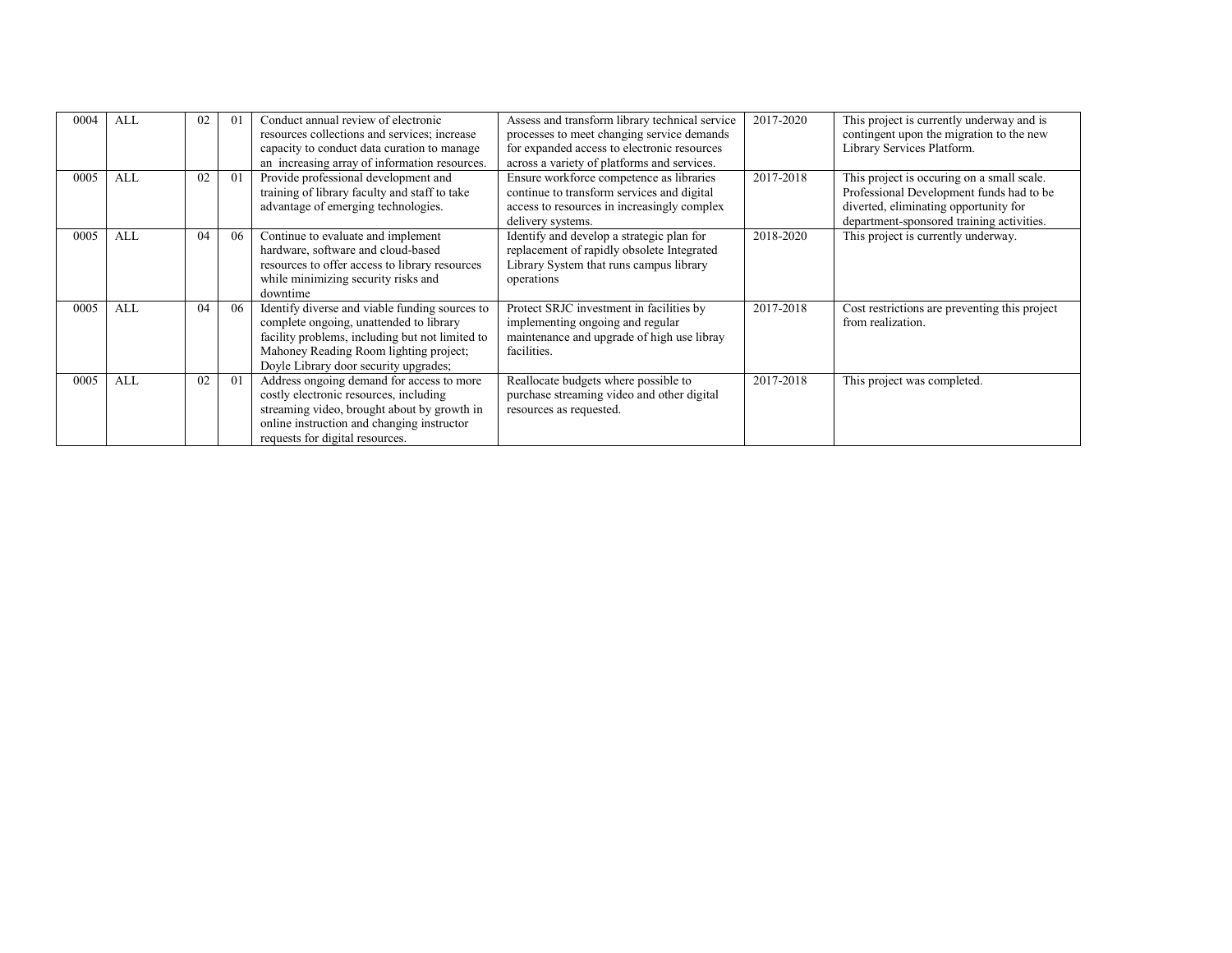| | | | | | | | |
|---|---|---|---|---|---|---|---|
| 0004 | ALL | 02 | 01 | Conduct annual review of electronic resources collections and services; increase capacity to conduct data curation to manage an increasing array of information resources. | Assess and transform library technical service processes to meet changing service demands for expanded access to electronic resources across a variety of platforms and services. | 2017-2020 | This project is currently underway and is contingent upon the migration to the new Library Services Platform. |
| 0005 | ALL | 02 | 01 | Provide professional development and training of library faculty and staff to take advantage of emerging technologies. | Ensure workforce competence as libraries continue to transform services and digital access to resources in increasingly complex delivery systems. | 2017-2018 | This project is occuring on a small scale. Professional Development funds had to be diverted, eliminating opportunity for department-sponsored training activities. |
| 0005 | ALL | 04 | 06 | Continue to evaluate and implement hardware, software and cloud-based resources to offer access to library resources while minimizing security risks and downtime | Identify and develop a strategic plan for replacement of rapidly obsolete Integrated Library System that runs campus library operations | 2018-2020 | This project is currently underway. |
| 0005 | ALL | 04 | 06 | Identify diverse and viable funding sources to complete ongoing, unattended to library facility problems, including but not limited to Mahoney Reading Room lighting project; Doyle Library door security upgrades; | Protect SRJC investment in facilities by implementing ongoing and regular maintenance and upgrade of high use libray facilities. | 2017-2018 | Cost restrictions are preventing this project from realization. |
| 0005 | ALL | 02 | 01 | Address ongoing demand for access to more costly electronic resources, including streaming video, brought about by growth in online instruction and changing instructor requests for digital resources. | Reallocate budgets where possible to purchase streaming video and other digital resources as requested. | 2017-2018 | This project was completed. |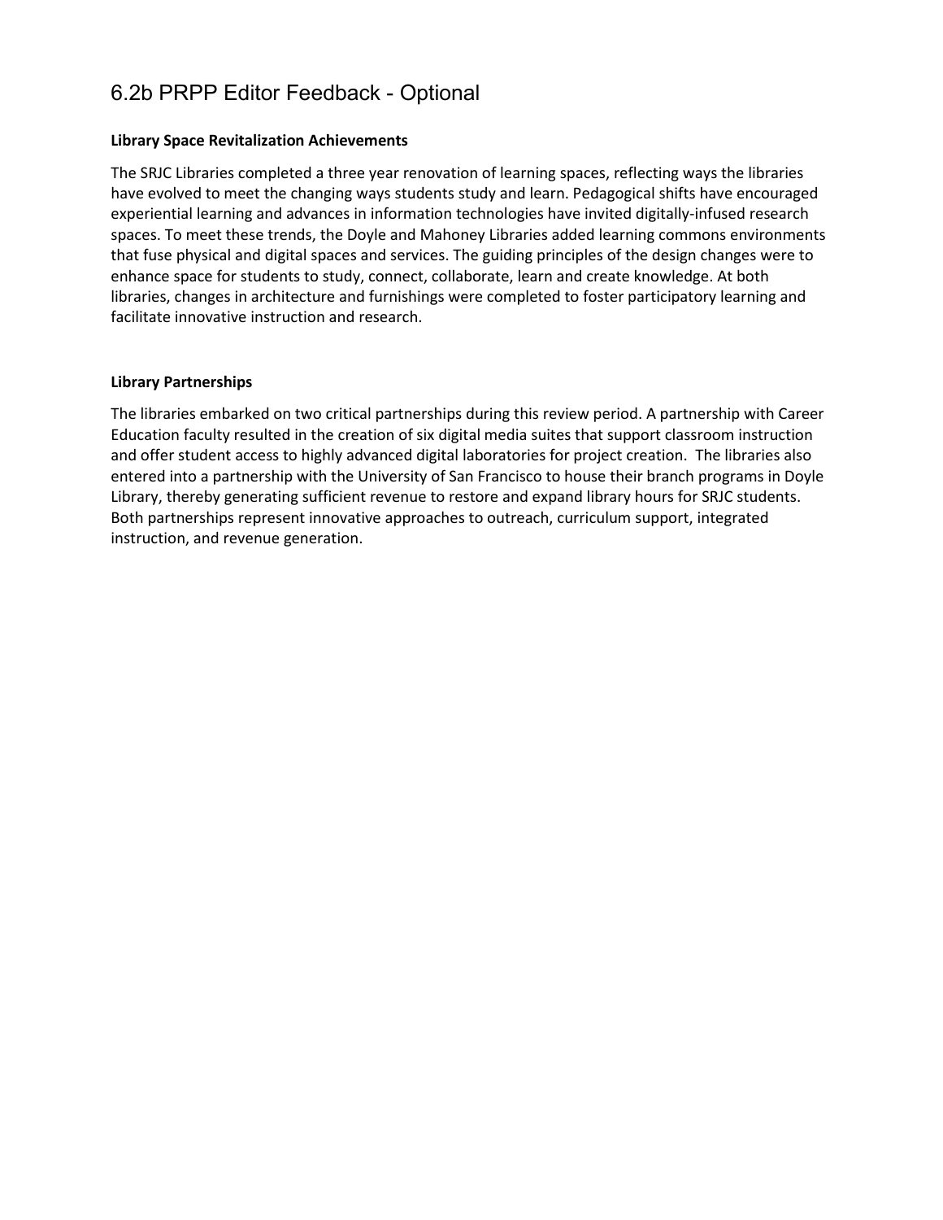# 6.2b PRPP Editor Feedback - Optional

**Library Space Revitalization Achievements**

The SRJC Libraries completed a three year renovation of learning spaces, reflecting ways the libraries have evolved to meet the changing ways students study and learn. Pedagogical shifts have encouraged experiential learning and advances in information technologies have invited digitally-infused research spaces. To meet these trends, the Doyle and Mahoney Libraries added learning commons environments that fuse physical and digital spaces and services. The guiding principles of the design changes were to enhance space for students to study, connect, collaborate, learn and create knowledge. At both libraries, changes in architecture and furnishings were completed to foster participatory learning and facilitate innovative instruction and research.

**Library Partnerships**

The libraries embarked on two critical partnerships during this review period. A partnership with Career Education faculty resulted in the creation of six digital media suites that support classroom instruction and offer student access to highly advanced digital laboratories for project creation. The libraries also entered into a partnership with the University of San Francisco to house their branch programs in Doyle Library, thereby generating sufficient revenue to restore and expand library hours for SRJC students. Both partnerships represent innovative approaches to outreach, curriculum support, integrated instruction, and revenue generation.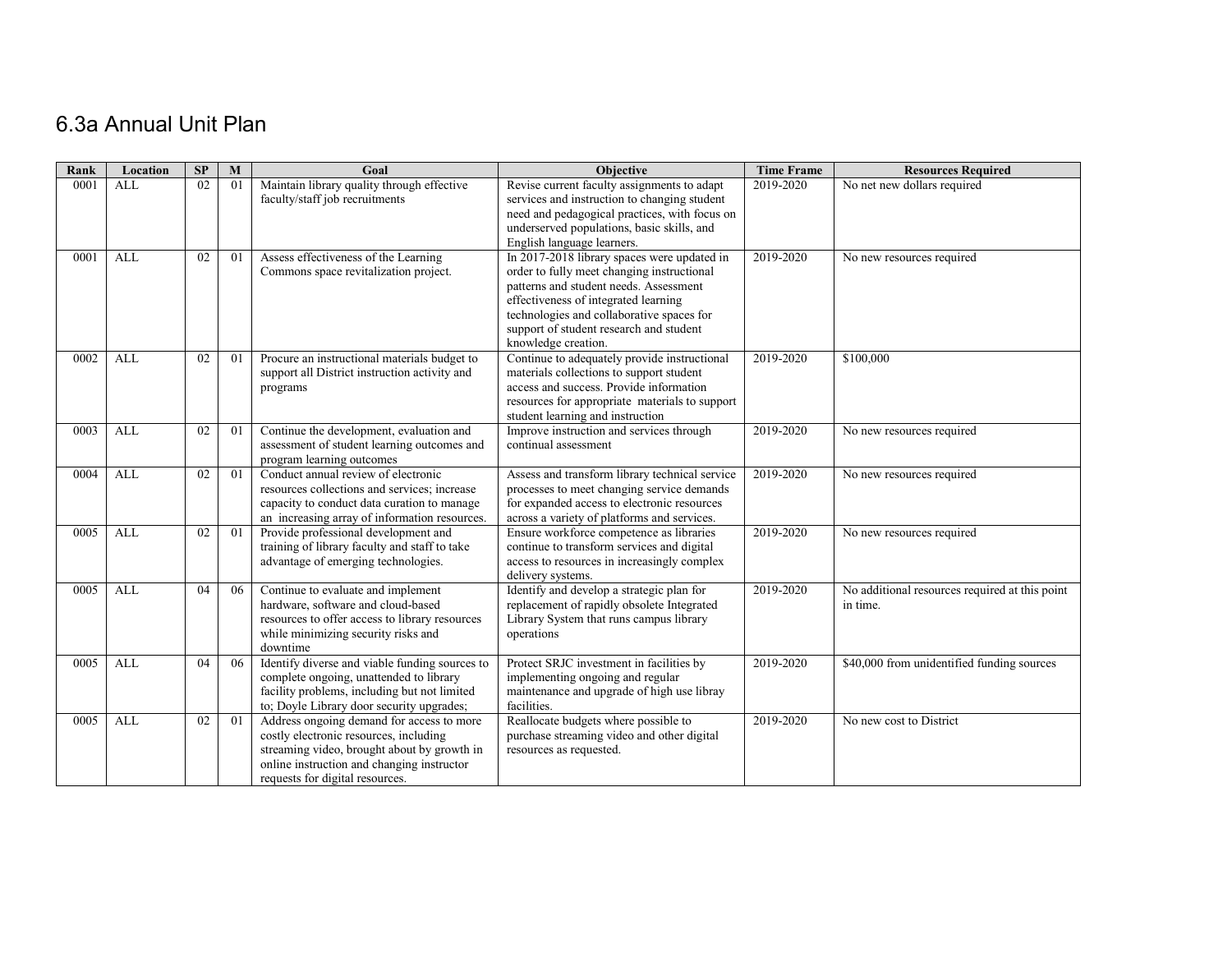# 6.3a Annual Unit Plan

| Rank | Location | SP | M | Goal | Objective | Time Frame | Resources Required |
|---|---|---|---|---|---|---|---|
| 0001 | ALL | 02 | 01 | Maintain library quality through effective faculty/staff job recruitments | Revise current faculty assignments to adapt services and instruction to changing student need and pedagogical practices, with focus on underserved populations, basic skills, and English language learners. | 2019-2020 | No net new dollars required |
| 0001 | ALL | 02 | 01 | Assess effectiveness of the Learning Commons space revitalization project. | In 2017-2018 library spaces were updated in order to fully meet changing instructional patterns and student needs. Assessment effectiveness of integrated learning technologies and collaborative spaces for support of student research and student knowledge creation. | 2019-2020 | No new resources required |
| 0002 | ALL | 02 | 01 | Procure an instructional materials budget to support all District instruction activity and programs | Continue to adequately provide instructional materials collections to support student access and success. Provide information resources for appropriate materials to support student learning and instruction | 2019-2020 | $100,000 |
| 0003 | ALL | 02 | 01 | Continue the development, evaluation and assessment of student learning outcomes and program learning outcomes | Improve instruction and services through continual assessment | 2019-2020 | No new resources required |
| 0004 | ALL | 02 | 01 | Conduct annual review of electronic resources collections and services; increase capacity to conduct data curation to manage an increasing array of information resources. | Assess and transform library technical service processes to meet changing service demands for expanded access to electronic resources across a variety of platforms and services. | 2019-2020 | No new resources required |
| 0005 | ALL | 02 | 01 | Provide professional development and training of library faculty and staff to take advantage of emerging technologies. | Ensure workforce competence as libraries continue to transform services and digital access to resources in increasingly complex delivery systems. | 2019-2020 | No new resources required |
| 0005 | ALL | 04 | 06 | Continue to evaluate and implement hardware, software and cloud-based resources to offer access to library resources while minimizing security risks and downtime | Identify and develop a strategic plan for replacement of rapidly obsolete Integrated Library System that runs campus library operations | 2019-2020 | No additional resources required at this point in time. |
| 0005 | ALL | 04 | 06 | Identify diverse and viable funding sources to complete ongoing, unattended to library facility problems, including but not limited to; Doyle Library door security upgrades; | Protect SRJC investment in facilities by implementing ongoing and regular maintenance and upgrade of high use libray facilities. | 2019-2020 | $40,000 from unidentified funding sources |
| 0005 | ALL | 02 | 01 | Address ongoing demand for access to more costly electronic resources, including streaming video, brought about by growth in online instruction and changing instructor requests for digital resources. | Reallocate budgets where possible to purchase streaming video and other digital resources as requested. | 2019-2020 | No new cost to District |